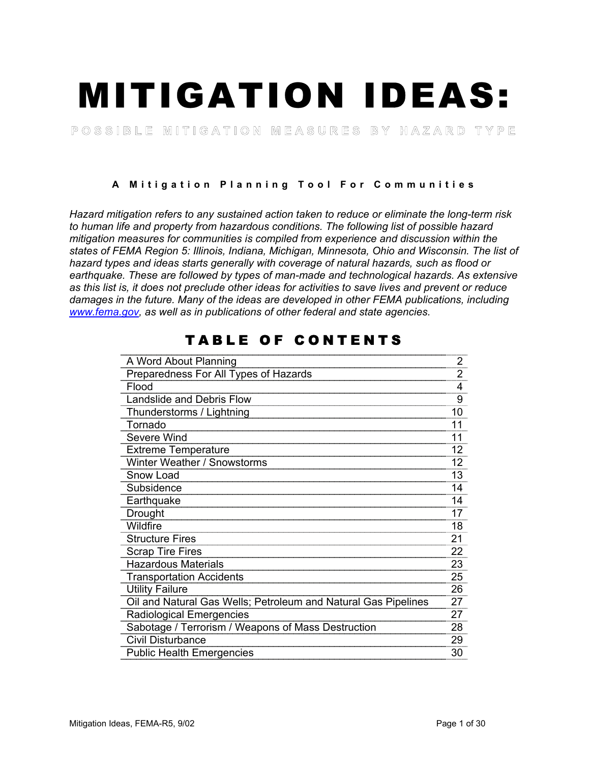# MITIGATION IDEAS:

## POSSIBLE MITIGATION MEASURES BY HAZARD TYPE

**A Mitigation Planning Tool For Communities**

*Hazard mitigation refers to any sustained action taken to reduce or eliminate the long-term risk to human life and property from hazardous conditions. The following list of possible hazard mitigation measures for communities is compiled from experience and discussion within the states of FEMA Region 5: Illinois, Indiana, Michigan, Minnesota, Ohio and Wisconsin. The list of hazard types and ideas starts generally with coverage of natural hazards, such as flood or earthquake. These are followed by types of man-made and technological hazards. As extensive as this list is, it does not preclude other ideas for activities to save lives and prevent or reduce damages in the future. Many of the ideas are developed in other FEMA publications, including [www.fema.gov](http://www.fema.gov), as well as in publications of other federal and state agencies.*

## TABLE OF CONTENTS

| Section | Page |
|---|---|
| A Word About Planning | 2 |
| Preparedness For All Types of Hazards | 2 |
| Flood | 4 |
| Landslide and Debris Flow | 9 |
| Thunderstorms / Lightning | 10 |
| Tornado | 11 |
| Severe Wind | 11 |
| Extreme Temperature | 12 |
| Winter Weather / Snowstorms | 12 |
| Snow Load | 13 |
| Subsidence | 14 |
| Earthquake | 14 |
| Drought | 17 |
| Wildfire | 18 |
| Structure Fires | 21 |
| Scrap Tire Fires | 22 |
| Hazardous Materials | 23 |
| Transportation Accidents | 25 |
| Utility Failure | 26 |
| Oil and Natural Gas Wells; Petroleum and Natural Gas Pipelines | 27 |
| Radiological Emergencies | 27 |
| Sabotage / Terrorism / Weapons of Mass Destruction | 28 |
| Civil Disturbance | 29 |
| Public Health Emergencies | 30 |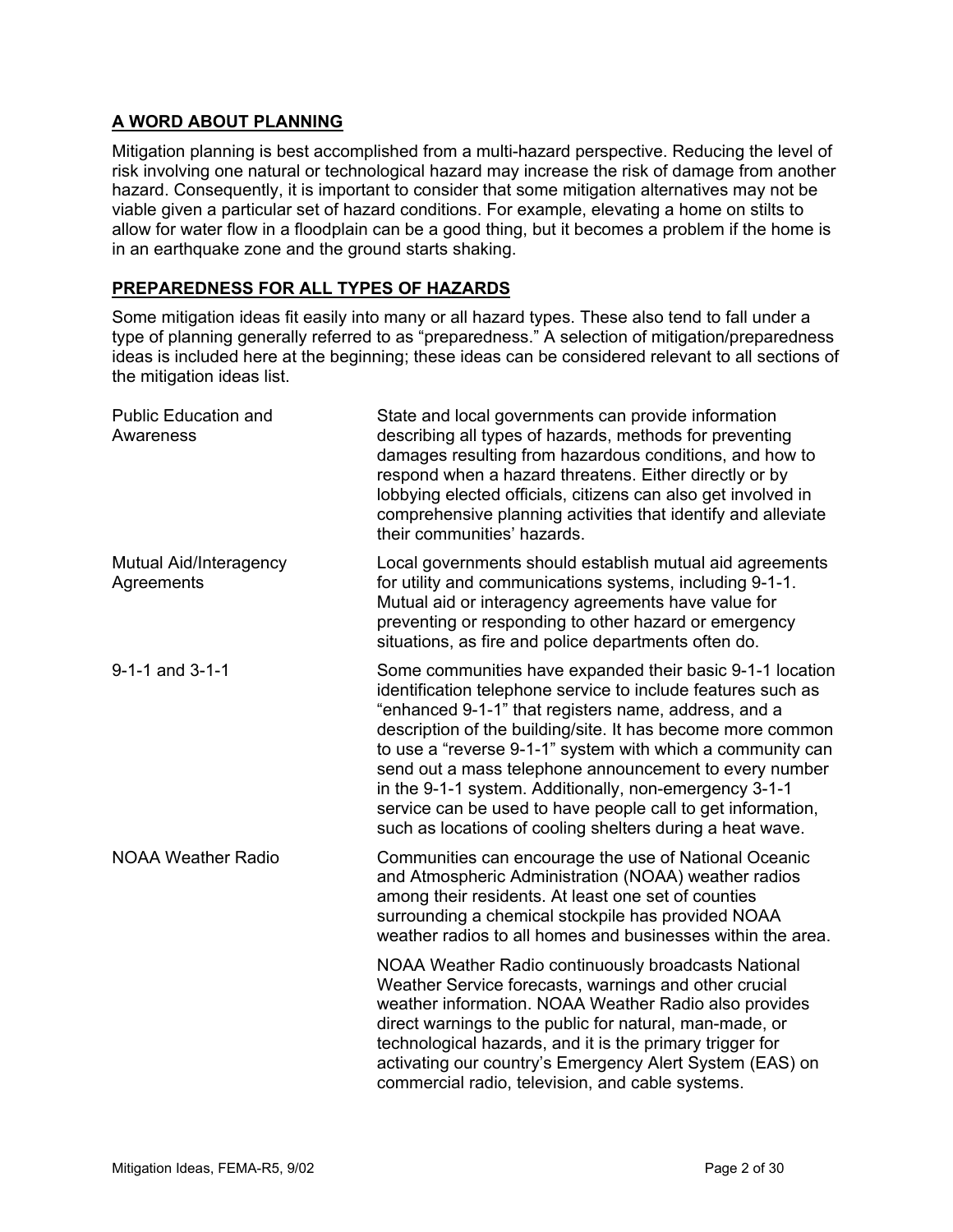## A WORD ABOUT PLANNING

Mitigation planning is best accomplished from a multi-hazard perspective. Reducing the level of risk involving one natural or technological hazard may increase the risk of damage from another hazard. Consequently, it is important to consider that some mitigation alternatives may not be viable given a particular set of hazard conditions. For example, elevating a home on stilts to allow for water flow in a floodplain can be a good thing, but it becomes a problem if the home is in an earthquake zone and the ground starts shaking.

## PREPAREDNESS FOR ALL TYPES OF HAZARDS

Some mitigation ideas fit easily into many or all hazard types. These also tend to fall under a type of planning generally referred to as "preparedness." A selection of mitigation/preparedness ideas is included here at the beginning; these ideas can be considered relevant to all sections of the mitigation ideas list.

| | |
|---|---|
| Public Education and Awareness | State and local governments can provide information describing all types of hazards, methods for preventing damages resulting from hazardous conditions, and how to respond when a hazard threatens. Either directly or by lobbying elected officials, citizens can also get involved in comprehensive planning activities that identify and alleviate their communities' hazards. |
| Mutual Aid/Interagency Agreements | Local governments should establish mutual aid agreements for utility and communications systems, including 9-1-1. Mutual aid or interagency agreements have value for preventing or responding to other hazard or emergency situations, as fire and police departments often do. |
| 9-1-1 and 3-1-1 | Some communities have expanded their basic 9-1-1 location identification telephone service to include features such as "enhanced 9-1-1" that registers name, address, and a description of the building/site. It has become more common to use a "reverse 9-1-1" system with which a community can send out a mass telephone announcement to every number in the 9-1-1 system. Additionally, non-emergency 3-1-1 service can be used to have people call to get information, such as locations of cooling shelters during a heat wave. |
| NOAA Weather Radio | Communities can encourage the use of National Oceanic and Atmospheric Administration (NOAA) weather radios among their residents. At least one set of counties surrounding a chemical stockpile has provided NOAA weather radios to all homes and businesses within the area.<br><br>NOAA Weather Radio continuously broadcasts National Weather Service forecasts, warnings and other crucial weather information. NOAA Weather Radio also provides direct warnings to the public for natural, man-made, or technological hazards, and it is the primary trigger for activating our country's Emergency Alert System (EAS) on commercial radio, television, and cable systems. |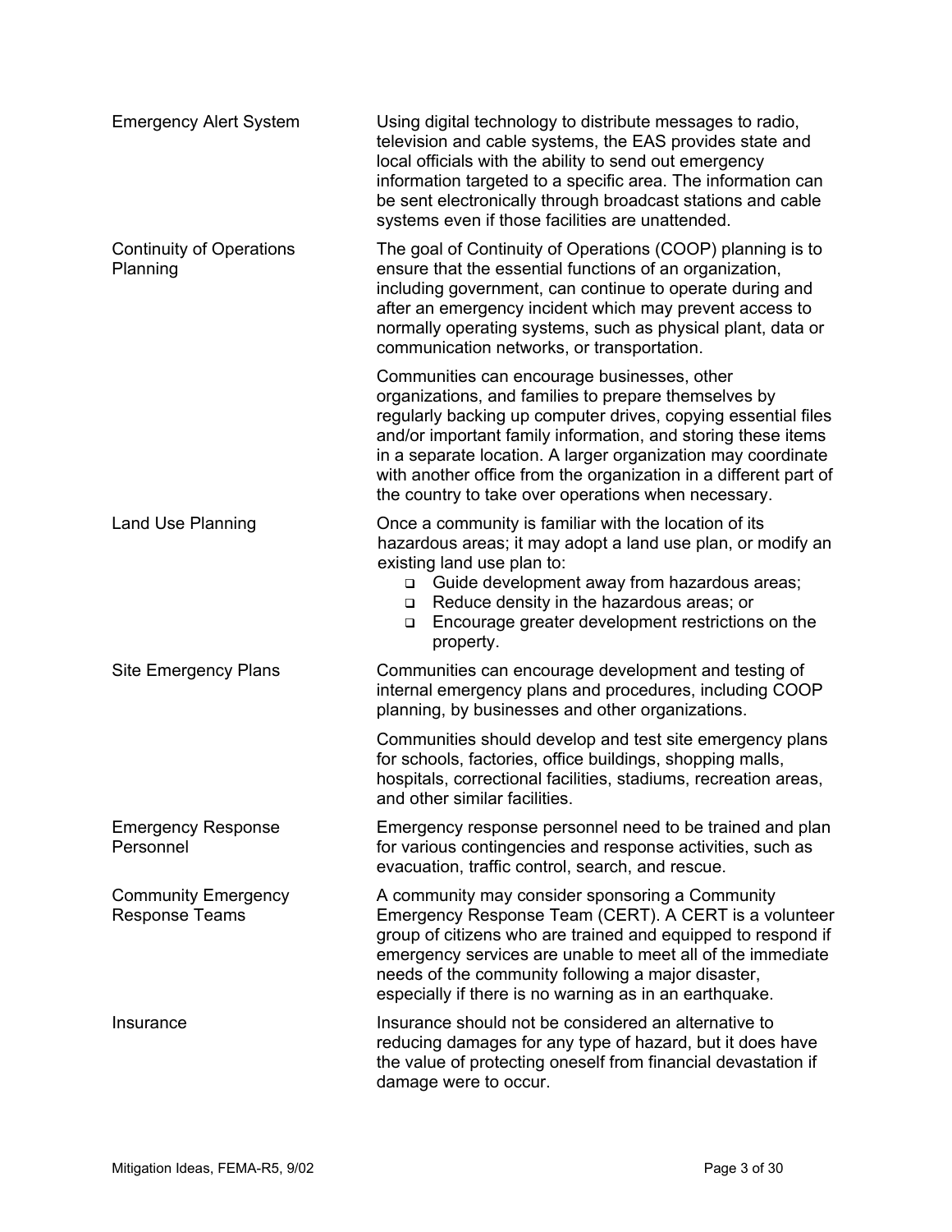| | |
|---|---|
| Emergency Alert System | Using digital technology to distribute messages to radio, television and cable systems, the EAS provides state and local officials with the ability to send out emergency information targeted to a specific area. The information can be sent electronically through broadcast stations and cable systems even if those facilities are unattended. |
| Continuity of Operations Planning | The goal of Continuity of Operations (COOP) planning is to ensure that the essential functions of an organization, including government, can continue to operate during and after an emergency incident which may prevent access to normally operating systems, such as physical plant, data or communication networks, or transportation.<br><br>Communities can encourage businesses, other organizations, and families to prepare themselves by regularly backing up computer drives, copying essential files and/or important family information, and storing these items in a separate location. A larger organization may coordinate with another office from the organization in a different part of the country to take over operations when necessary. |
| Land Use Planning | Once a community is familiar with the location of its hazardous areas; it may adopt a land use plan, or modify an existing land use plan to:<br>- Guide development away from hazardous areas;<br>- Reduce density in the hazardous areas; or<br>- Encourage greater development restrictions on the property. |
| Site Emergency Plans | Communities can encourage development and testing of internal emergency plans and procedures, including COOP planning, by businesses and other organizations.<br><br>Communities should develop and test site emergency plans for schools, factories, office buildings, shopping malls, hospitals, correctional facilities, stadiums, recreation areas, and other similar facilities. |
| Emergency Response Personnel | Emergency response personnel need to be trained and plan for various contingencies and response activities, such as evacuation, traffic control, search, and rescue. |
| Community Emergency Response Teams | A community may consider sponsoring a Community Emergency Response Team (CERT). A CERT is a volunteer group of citizens who are trained and equipped to respond if emergency services are unable to meet all of the immediate needs of the community following a major disaster, especially if there is no warning as in an earthquake. |
| Insurance | Insurance should not be considered an alternative to reducing damages for any type of hazard, but it does have the value of protecting oneself from financial devastation if damage were to occur. |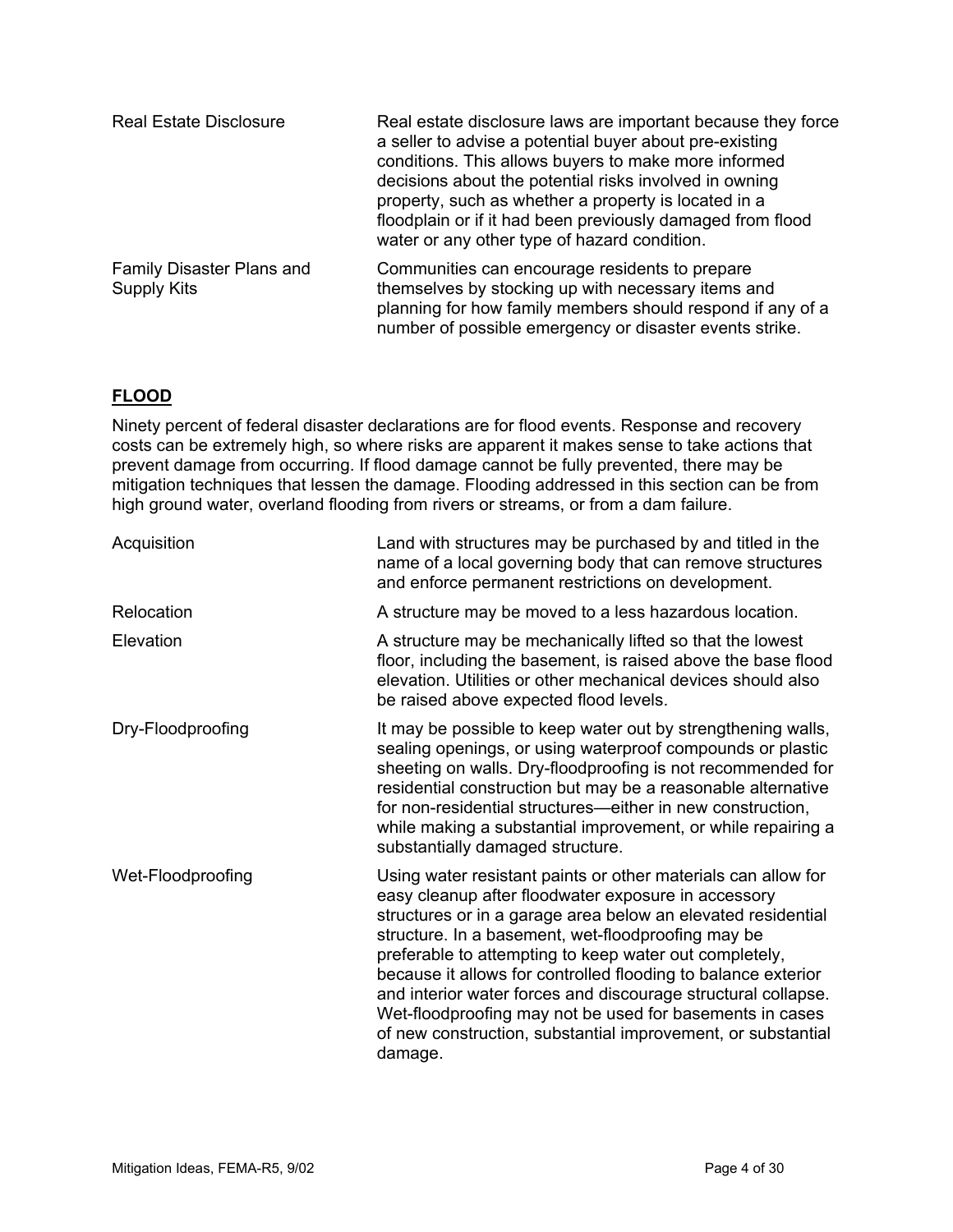| | |
|---|---|
| Real Estate Disclosure | Real estate disclosure laws are important because they force a seller to advise a potential buyer about pre-existing conditions. This allows buyers to make more informed decisions about the potential risks involved in owning property, such as whether a property is located in a floodplain or if it had been previously damaged from flood water or any other type of hazard condition. |
| Family Disaster Plans and Supply Kits | Communities can encourage residents to prepare themselves by stocking up with necessary items and planning for how family members should respond if any of a number of possible emergency or disaster events strike. |

## FLOOD

Ninety percent of federal disaster declarations are for flood events. Response and recovery costs can be extremely high, so where risks are apparent it makes sense to take actions that prevent damage from occurring. If flood damage cannot be fully prevented, there may be mitigation techniques that lessen the damage. Flooding addressed in this section can be from high ground water, overland flooding from rivers or streams, or from a dam failure.

| | |
|---|---|
| Acquisition | Land with structures may be purchased by and titled in the name of a local governing body that can remove structures and enforce permanent restrictions on development. |
| Relocation | A structure may be moved to a less hazardous location. |
| Elevation | A structure may be mechanically lifted so that the lowest floor, including the basement, is raised above the base flood elevation. Utilities or other mechanical devices should also be raised above expected flood levels. |
| Dry-Floodproofing | It may be possible to keep water out by strengthening walls, sealing openings, or using waterproof compounds or plastic sheeting on walls. Dry-floodproofing is not recommended for residential construction but may be a reasonable alternative for non-residential structures—either in new construction, while making a substantial improvement, or while repairing a substantially damaged structure. |
| Wet-Floodproofing | Using water resistant paints or other materials can allow for easy cleanup after floodwater exposure in accessory structures or in a garage area below an elevated residential structure. In a basement, wet-floodproofing may be preferable to attempting to keep water out completely, because it allows for controlled flooding to balance exterior and interior water forces and discourage structural collapse. Wet-floodproofing may not be used for basements in cases of new construction, substantial improvement, or substantial damage. |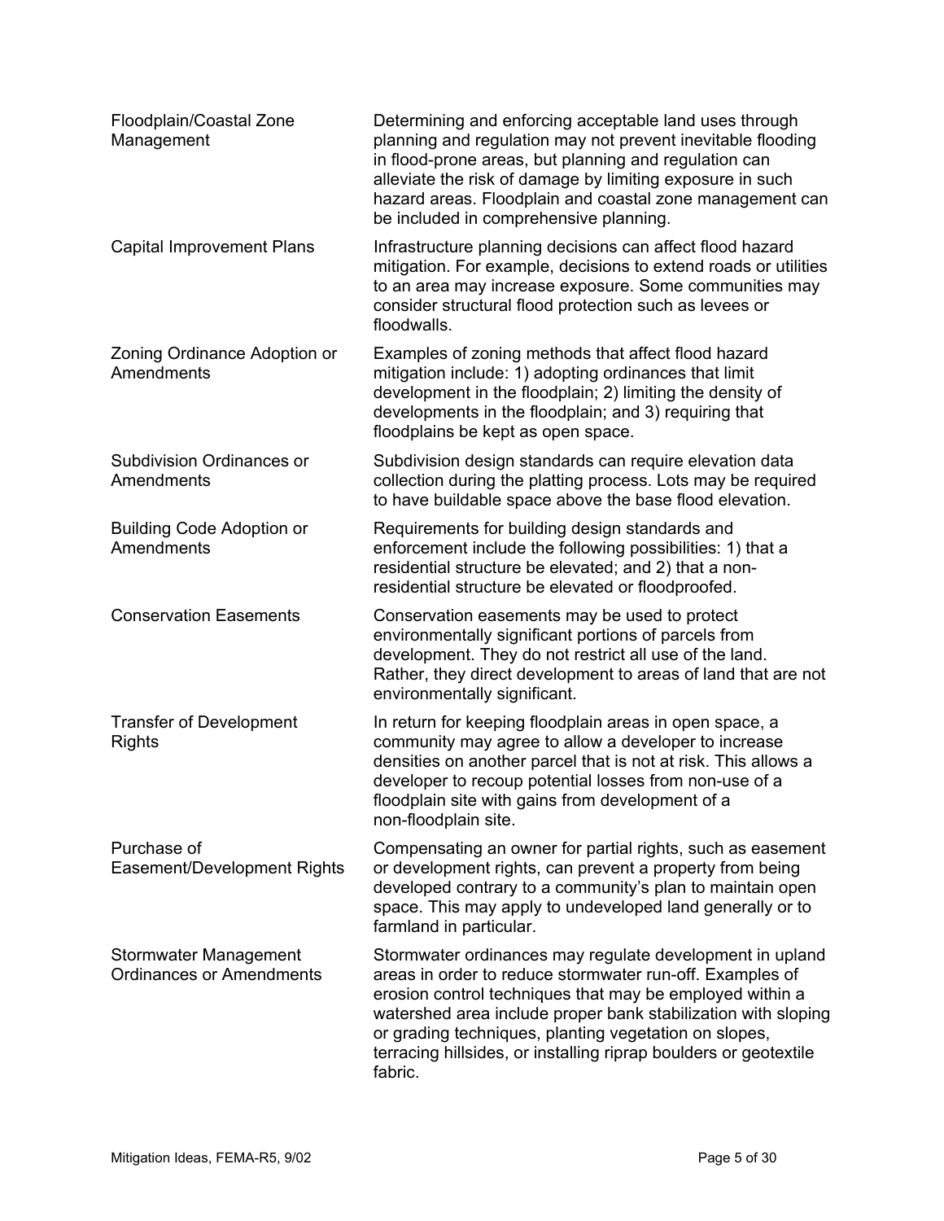| | |
|---|---|
| Floodplain/Coastal Zone Management | Determining and enforcing acceptable land uses through planning and regulation may not prevent inevitable flooding in flood-prone areas, but planning and regulation can alleviate the risk of damage by limiting exposure in such hazard areas. Floodplain and coastal zone management can be included in comprehensive planning. |
| Capital Improvement Plans | Infrastructure planning decisions can affect flood hazard mitigation. For example, decisions to extend roads or utilities to an area may increase exposure. Some communities may consider structural flood protection such as levees or floodwalls. |
| Zoning Ordinance Adoption or Amendments | Examples of zoning methods that affect flood hazard mitigation include: 1) adopting ordinances that limit development in the floodplain; 2) limiting the density of developments in the floodplain; and 3) requiring that floodplains be kept as open space. |
| Subdivision Ordinances or Amendments | Subdivision design standards can require elevation data collection during the platting process. Lots may be required to have buildable space above the base flood elevation. |
| Building Code Adoption or Amendments | Requirements for building design standards and enforcement include the following possibilities: 1) that a residential structure be elevated; and 2) that a non-residential structure be elevated or floodproofed. |
| Conservation Easements | Conservation easements may be used to protect environmentally significant portions of parcels from development. They do not restrict all use of the land. Rather, they direct development to areas of land that are not environmentally significant. |
| Transfer of Development Rights | In return for keeping floodplain areas in open space, a community may agree to allow a developer to increase densities on another parcel that is not at risk. This allows a developer to recoup potential losses from non-use of a floodplain site with gains from development of a non-floodplain site. |
| Purchase of Easement/Development Rights | Compensating an owner for partial rights, such as easement or development rights, can prevent a property from being developed contrary to a community's plan to maintain open space. This may apply to undeveloped land generally or to farmland in particular. |
| Stormwater Management Ordinances or Amendments | Stormwater ordinances may regulate development in upland areas in order to reduce stormwater run-off. Examples of erosion control techniques that may be employed within a watershed area include proper bank stabilization with sloping or grading techniques, planting vegetation on slopes, terracing hillsides, or installing riprap boulders or geotextile fabric. |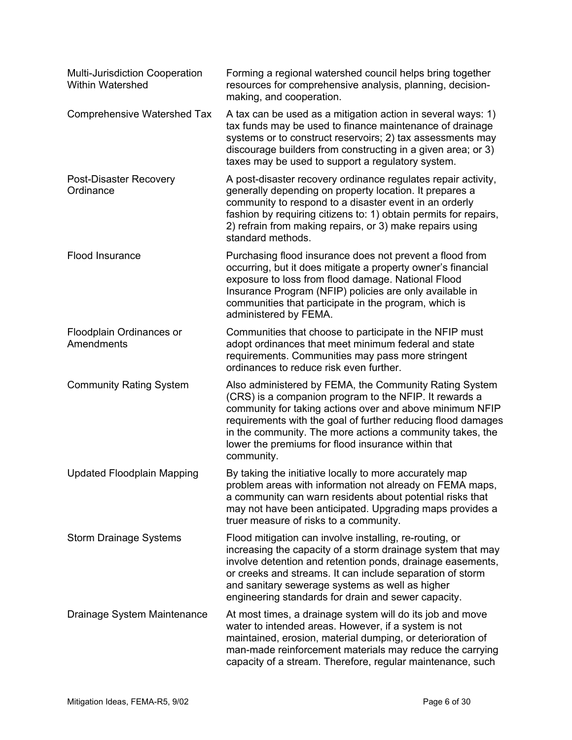| | |
|---|---|
| Multi-Jurisdiction Cooperation Within Watershed | Forming a regional watershed council helps bring together resources for comprehensive analysis, planning, decision-making, and cooperation. |
| Comprehensive Watershed Tax | A tax can be used as a mitigation action in several ways: 1) tax funds may be used to finance maintenance of drainage systems or to construct reservoirs; 2) tax assessments may discourage builders from constructing in a given area; or 3) taxes may be used to support a regulatory system. |
| Post-Disaster Recovery Ordinance | A post-disaster recovery ordinance regulates repair activity, generally depending on property location. It prepares a community to respond to a disaster event in an orderly fashion by requiring citizens to: 1) obtain permits for repairs, 2) refrain from making repairs, or 3) make repairs using standard methods. |
| Flood Insurance | Purchasing flood insurance does not prevent a flood from occurring, but it does mitigate a property owner's financial exposure to loss from flood damage. National Flood Insurance Program (NFIP) policies are only available in communities that participate in the program, which is administered by FEMA. |
| Floodplain Ordinances or Amendments | Communities that choose to participate in the NFIP must adopt ordinances that meet minimum federal and state requirements. Communities may pass more stringent ordinances to reduce risk even further. |
| Community Rating System | Also administered by FEMA, the Community Rating System (CRS) is a companion program to the NFIP. It rewards a community for taking actions over and above minimum NFIP requirements with the goal of further reducing flood damages in the community. The more actions a community takes, the lower the premiums for flood insurance within that community. |
| Updated Floodplain Mapping | By taking the initiative locally to more accurately map problem areas with information not already on FEMA maps, a community can warn residents about potential risks that may not have been anticipated. Upgrading maps provides a truer measure of risks to a community. |
| Storm Drainage Systems | Flood mitigation can involve installing, re-routing, or increasing the capacity of a storm drainage system that may involve detention and retention ponds, drainage easements, or creeks and streams. It can include separation of storm and sanitary sewerage systems as well as higher engineering standards for drain and sewer capacity. |
| Drainage System Maintenance | At most times, a drainage system will do its job and move water to intended areas. However, if a system is not maintained, erosion, material dumping, or deterioration of man-made reinforcement materials may reduce the carrying capacity of a stream. Therefore, regular maintenance, such |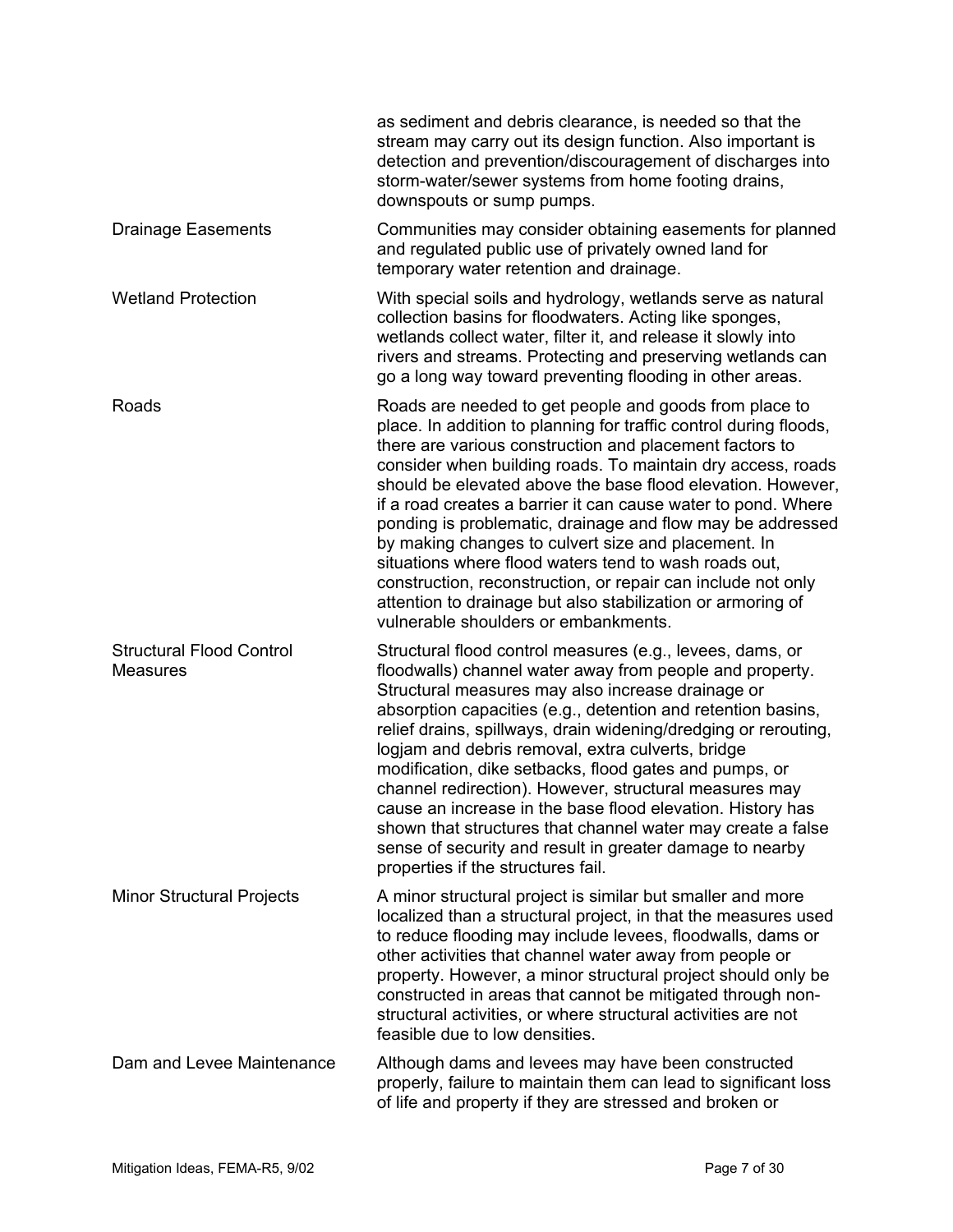| | |
|---|---|
| | as sediment and debris clearance, is needed so that the stream may carry out its design function. Also important is detection and prevention/discouragement of discharges into storm-water/sewer systems from home footing drains, downspouts or sump pumps. |
| Drainage Easements | Communities may consider obtaining easements for planned and regulated public use of privately owned land for temporary water retention and drainage. |
| Wetland Protection | With special soils and hydrology, wetlands serve as natural collection basins for floodwaters. Acting like sponges, wetlands collect water, filter it, and release it slowly into rivers and streams. Protecting and preserving wetlands can go a long way toward preventing flooding in other areas. |
| Roads | Roads are needed to get people and goods from place to place. In addition to planning for traffic control during floods, there are various construction and placement factors to consider when building roads. To maintain dry access, roads should be elevated above the base flood elevation. However, if a road creates a barrier it can cause water to pond. Where ponding is problematic, drainage and flow may be addressed by making changes to culvert size and placement. In situations where flood waters tend to wash roads out, construction, reconstruction, or repair can include not only attention to drainage but also stabilization or armoring of vulnerable shoulders or embankments. |
| Structural Flood Control Measures | Structural flood control measures (e.g., levees, dams, or floodwalls) channel water away from people and property. Structural measures may also increase drainage or absorption capacities (e.g., detention and retention basins, relief drains, spillways, drain widening/dredging or rerouting, logjam and debris removal, extra culverts, bridge modification, dike setbacks, flood gates and pumps, or channel redirection). However, structural measures may cause an increase in the base flood elevation. History has shown that structures that channel water may create a false sense of security and result in greater damage to nearby properties if the structures fail. |
| Minor Structural Projects | A minor structural project is similar but smaller and more localized than a structural project, in that the measures used to reduce flooding may include levees, floodwalls, dams or other activities that channel water away from people or property. However, a minor structural project should only be constructed in areas that cannot be mitigated through non-structural activities, or where structural activities are not feasible due to low densities. |
| Dam and Levee Maintenance | Although dams and levees may have been constructed properly, failure to maintain them can lead to significant loss of life and property if they are stressed and broken or |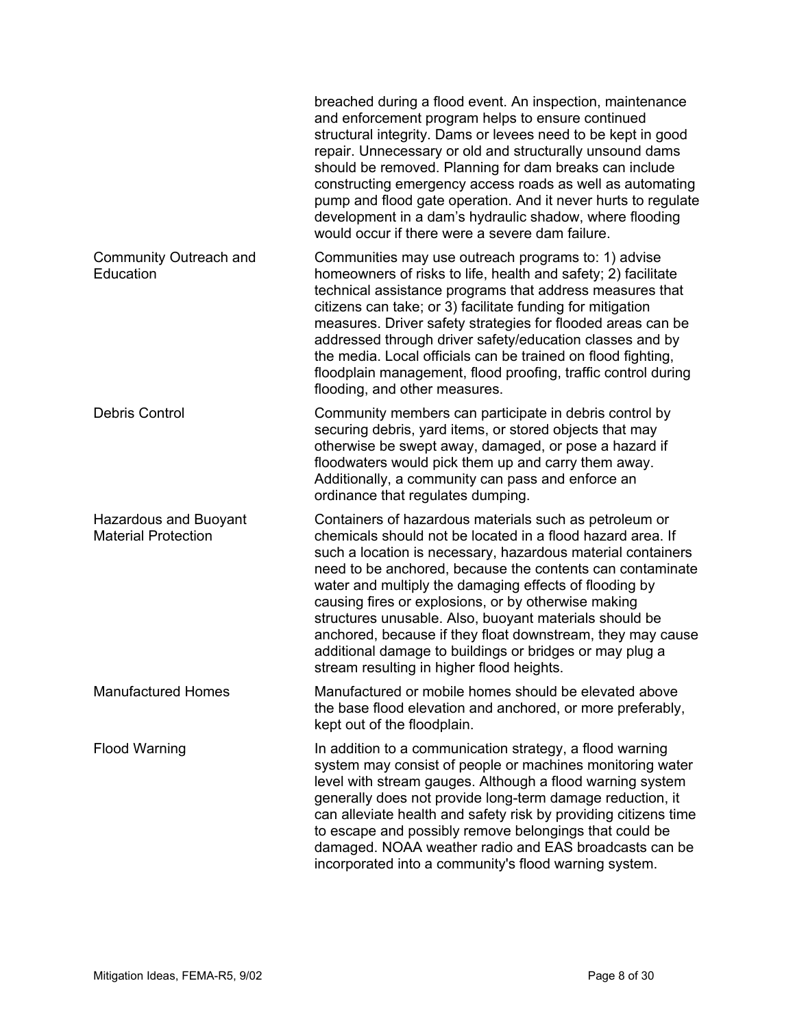| | |
|---|---|
| | breached during a flood event. An inspection, maintenance and enforcement program helps to ensure continued structural integrity. Dams or levees need to be kept in good repair. Unnecessary or old and structurally unsound dams should be removed. Planning for dam breaks can include constructing emergency access roads as well as automating pump and flood gate operation. And it never hurts to regulate development in a dam's hydraulic shadow, where flooding would occur if there were a severe dam failure. |
| Community Outreach and Education | Communities may use outreach programs to: 1) advise homeowners of risks to life, health and safety; 2) facilitate technical assistance programs that address measures that citizens can take; or 3) facilitate funding for mitigation measures. Driver safety strategies for flooded areas can be addressed through driver safety/education classes and by the media. Local officials can be trained on flood fighting, floodplain management, flood proofing, traffic control during flooding, and other measures. |
| Debris Control | Community members can participate in debris control by securing debris, yard items, or stored objects that may otherwise be swept away, damaged, or pose a hazard if floodwaters would pick them up and carry them away. Additionally, a community can pass and enforce an ordinance that regulates dumping. |
| Hazardous and Buoyant Material Protection | Containers of hazardous materials such as petroleum or chemicals should not be located in a flood hazard area. If such a location is necessary, hazardous material containers need to be anchored, because the contents can contaminate water and multiply the damaging effects of flooding by causing fires or explosions, or by otherwise making structures unusable. Also, buoyant materials should be anchored, because if they float downstream, they may cause additional damage to buildings or bridges or may plug a stream resulting in higher flood heights. |
| Manufactured Homes | Manufactured or mobile homes should be elevated above the base flood elevation and anchored, or more preferably, kept out of the floodplain. |
| Flood Warning | In addition to a communication strategy, a flood warning system may consist of people or machines monitoring water level with stream gauges. Although a flood warning system generally does not provide long-term damage reduction, it can alleviate health and safety risk by providing citizens time to escape and possibly remove belongings that could be damaged. NOAA weather radio and EAS broadcasts can be incorporated into a community's flood warning system. |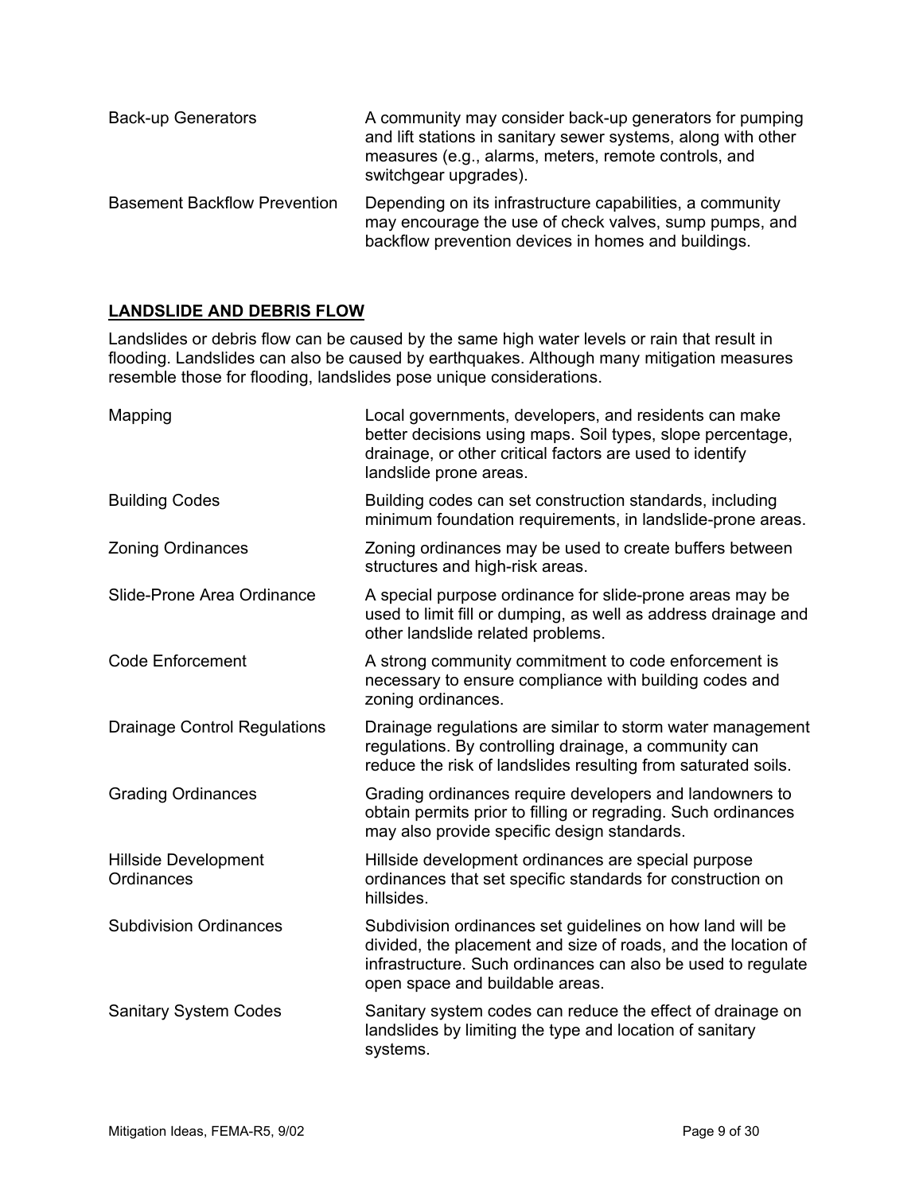| | |
|---|---|
| Back-up Generators | A community may consider back-up generators for pumping and lift stations in sanitary sewer systems, along with other measures (e.g., alarms, meters, remote controls, and switchgear upgrades). |
| Basement Backflow Prevention | Depending on its infrastructure capabilities, a community may encourage the use of check valves, sump pumps, and backflow prevention devices in homes and buildings. |

## LANDSLIDE AND DEBRIS FLOW

Landslides or debris flow can be caused by the same high water levels or rain that result in flooding. Landslides can also be caused by earthquakes. Although many mitigation measures resemble those for flooding, landslides pose unique considerations.

| | |
|---|---|
| Mapping | Local governments, developers, and residents can make better decisions using maps. Soil types, slope percentage, drainage, or other critical factors are used to identify landslide prone areas. |
| Building Codes | Building codes can set construction standards, including minimum foundation requirements, in landslide-prone areas. |
| Zoning Ordinances | Zoning ordinances may be used to create buffers between structures and high-risk areas. |
| Slide-Prone Area Ordinance | A special purpose ordinance for slide-prone areas may be used to limit fill or dumping, as well as address drainage and other landslide related problems. |
| Code Enforcement | A strong community commitment to code enforcement is necessary to ensure compliance with building codes and zoning ordinances. |
| Drainage Control Regulations | Drainage regulations are similar to storm water management regulations. By controlling drainage, a community can reduce the risk of landslides resulting from saturated soils. |
| Grading Ordinances | Grading ordinances require developers and landowners to obtain permits prior to filling or regrading. Such ordinances may also provide specific design standards. |
| Hillside Development Ordinances | Hillside development ordinances are special purpose ordinances that set specific standards for construction on hillsides. |
| Subdivision Ordinances | Subdivision ordinances set guidelines on how land will be divided, the placement and size of roads, and the location of infrastructure. Such ordinances can also be used to regulate open space and buildable areas. |
| Sanitary System Codes | Sanitary system codes can reduce the effect of drainage on landslides by limiting the type and location of sanitary systems. |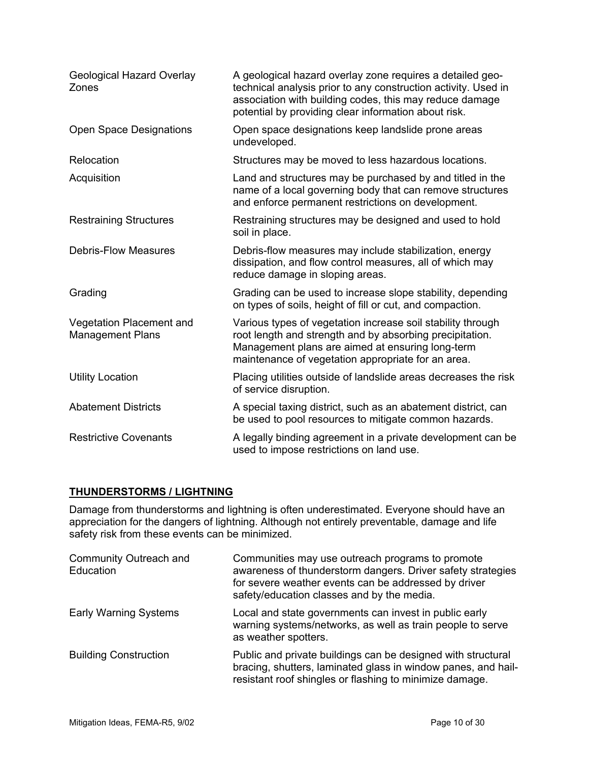| | |
|---|---|
| Geological Hazard Overlay Zones | A geological hazard overlay zone requires a detailed geo-technical analysis prior to any construction activity. Used in association with building codes, this may reduce damage potential by providing clear information about risk. |
| Open Space Designations | Open space designations keep landslide prone areas undeveloped. |
| Relocation | Structures may be moved to less hazardous locations. |
| Acquisition | Land and structures may be purchased by and titled in the name of a local governing body that can remove structures and enforce permanent restrictions on development. |
| Restraining Structures | Restraining structures may be designed and used to hold soil in place. |
| Debris-Flow Measures | Debris-flow measures may include stabilization, energy dissipation, and flow control measures, all of which may reduce damage in sloping areas. |
| Grading | Grading can be used to increase slope stability, depending on types of soils, height of fill or cut, and compaction. |
| Vegetation Placement and Management Plans | Various types of vegetation increase soil stability through root length and strength and by absorbing precipitation. Management plans are aimed at ensuring long-term maintenance of vegetation appropriate for an area. |
| Utility Location | Placing utilities outside of landslide areas decreases the risk of service disruption. |
| Abatement Districts | A special taxing district, such as an abatement district, can be used to pool resources to mitigate common hazards. |
| Restrictive Covenants | A legally binding agreement in a private development can be used to impose restrictions on land use. |

## THUNDERSTORMS / LIGHTNING

Damage from thunderstorms and lightning is often underestimated. Everyone should have an appreciation for the dangers of lightning. Although not entirely preventable, damage and life safety risk from these events can be minimized.

| | |
|---|---|
| Community Outreach and Education | Communities may use outreach programs to promote awareness of thunderstorm dangers. Driver safety strategies for severe weather events can be addressed by driver safety/education classes and by the media. |
| Early Warning Systems | Local and state governments can invest in public early warning systems/networks, as well as train people to serve as weather spotters. |
| Building Construction | Public and private buildings can be designed with structural bracing, shutters, laminated glass in window panes, and hail-resistant roof shingles or flashing to minimize damage. |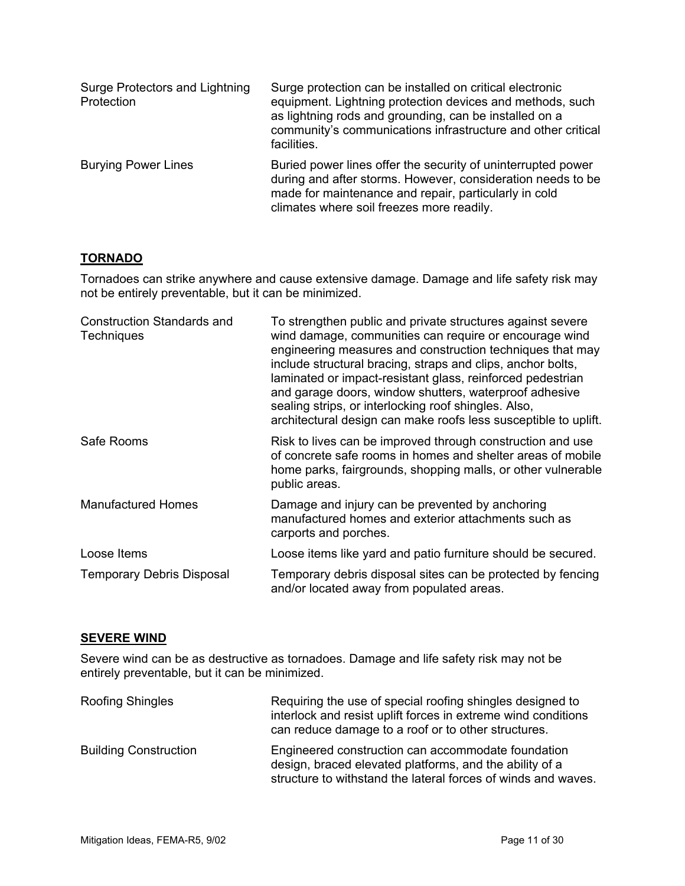| | |
|---|---|
| Surge Protectors and Lightning Protection | Surge protection can be installed on critical electronic equipment. Lightning protection devices and methods, such as lightning rods and grounding, can be installed on a community's communications infrastructure and other critical facilities. |
| Burying Power Lines | Buried power lines offer the security of uninterrupted power during and after storms. However, consideration needs to be made for maintenance and repair, particularly in cold climates where soil freezes more readily. |

## TORNADO

Tornadoes can strike anywhere and cause extensive damage. Damage and life safety risk may not be entirely preventable, but it can be minimized.

| | |
|---|---|
| Construction Standards and Techniques | To strengthen public and private structures against severe wind damage, communities can require or encourage wind engineering measures and construction techniques that may include structural bracing, straps and clips, anchor bolts, laminated or impact-resistant glass, reinforced pedestrian and garage doors, window shutters, waterproof adhesive sealing strips, or interlocking roof shingles. Also, architectural design can make roofs less susceptible to uplift. |
| Safe Rooms | Risk to lives can be improved through construction and use of concrete safe rooms in homes and shelter areas of mobile home parks, fairgrounds, shopping malls, or other vulnerable public areas. |
| Manufactured Homes | Damage and injury can be prevented by anchoring manufactured homes and exterior attachments such as carports and porches. |
| Loose Items | Loose items like yard and patio furniture should be secured. |
| Temporary Debris Disposal | Temporary debris disposal sites can be protected by fencing and/or located away from populated areas. |

## SEVERE WIND

Severe wind can be as destructive as tornadoes. Damage and life safety risk may not be entirely preventable, but it can be minimized.

| | |
|---|---|
| Roofing Shingles | Requiring the use of special roofing shingles designed to interlock and resist uplift forces in extreme wind conditions can reduce damage to a roof or to other structures. |
| Building Construction | Engineered construction can accommodate foundation design, braced elevated platforms, and the ability of a structure to withstand the lateral forces of winds and waves. |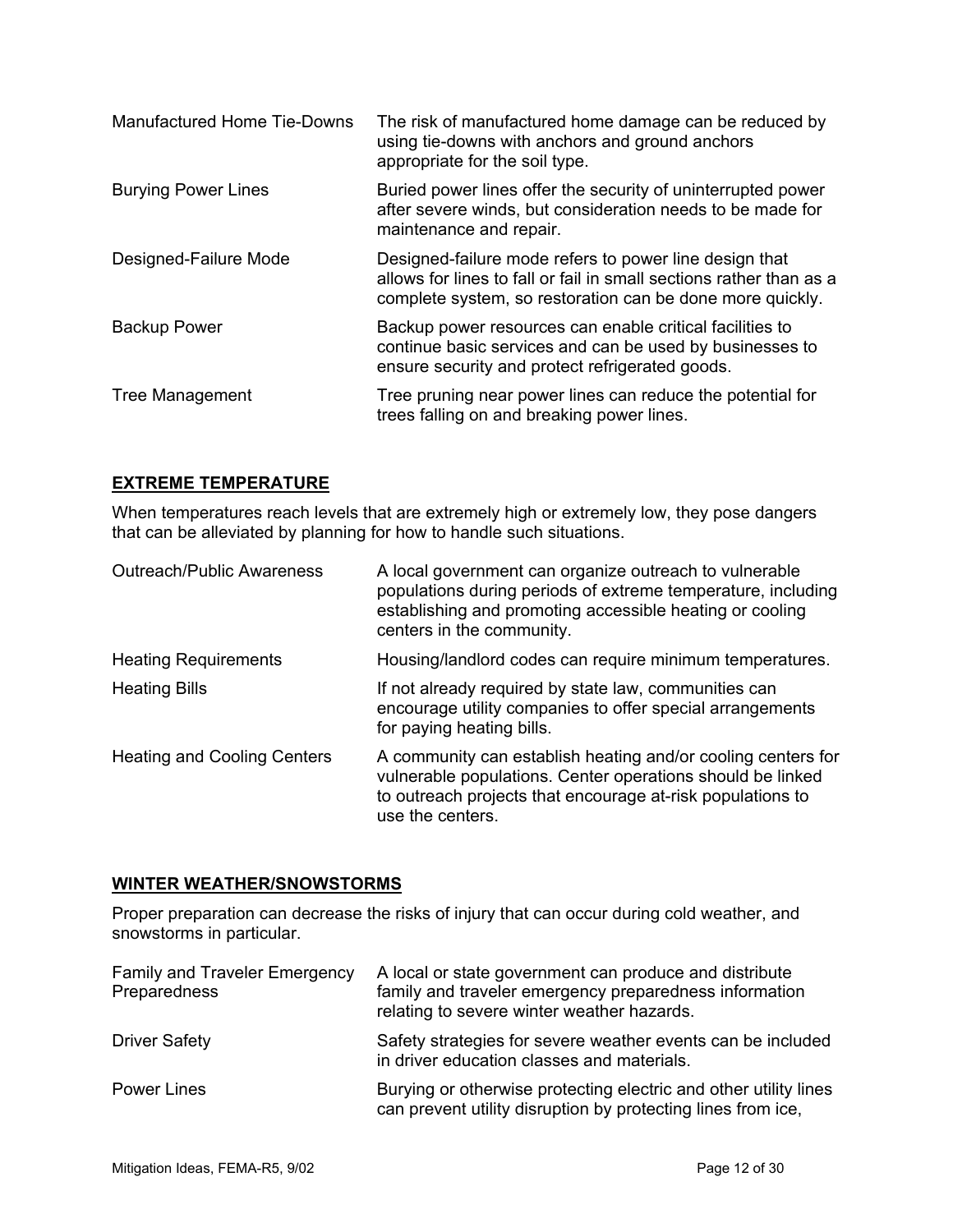| | |
|---|---|
| Manufactured Home Tie-Downs | The risk of manufactured home damage can be reduced by using tie-downs with anchors and ground anchors appropriate for the soil type. |
| Burying Power Lines | Buried power lines offer the security of uninterrupted power after severe winds, but consideration needs to be made for maintenance and repair. |
| Designed-Failure Mode | Designed-failure mode refers to power line design that allows for lines to fall or fail in small sections rather than as a complete system, so restoration can be done more quickly. |
| Backup Power | Backup power resources can enable critical facilities to continue basic services and can be used by businesses to ensure security and protect refrigerated goods. |
| Tree Management | Tree pruning near power lines can reduce the potential for trees falling on and breaking power lines. |

## EXTREME TEMPERATURE

When temperatures reach levels that are extremely high or extremely low, they pose dangers that can be alleviated by planning for how to handle such situations.

| | |
|---|---|
| Outreach/Public Awareness | A local government can organize outreach to vulnerable populations during periods of extreme temperature, including establishing and promoting accessible heating or cooling centers in the community. |
| Heating Requirements | Housing/landlord codes can require minimum temperatures. |
| Heating Bills | If not already required by state law, communities can encourage utility companies to offer special arrangements for paying heating bills. |
| Heating and Cooling Centers | A community can establish heating and/or cooling centers for vulnerable populations. Center operations should be linked to outreach projects that encourage at-risk populations to use the centers. |

## WINTER WEATHER/SNOWSTORMS

Proper preparation can decrease the risks of injury that can occur during cold weather, and snowstorms in particular.

| | |
|---|---|
| Family and Traveler Emergency Preparedness | A local or state government can produce and distribute family and traveler emergency preparedness information relating to severe winter weather hazards. |
| Driver Safety | Safety strategies for severe weather events can be included in driver education classes and materials. |
| Power Lines | Burying or otherwise protecting electric and other utility lines can prevent utility disruption by protecting lines from ice, |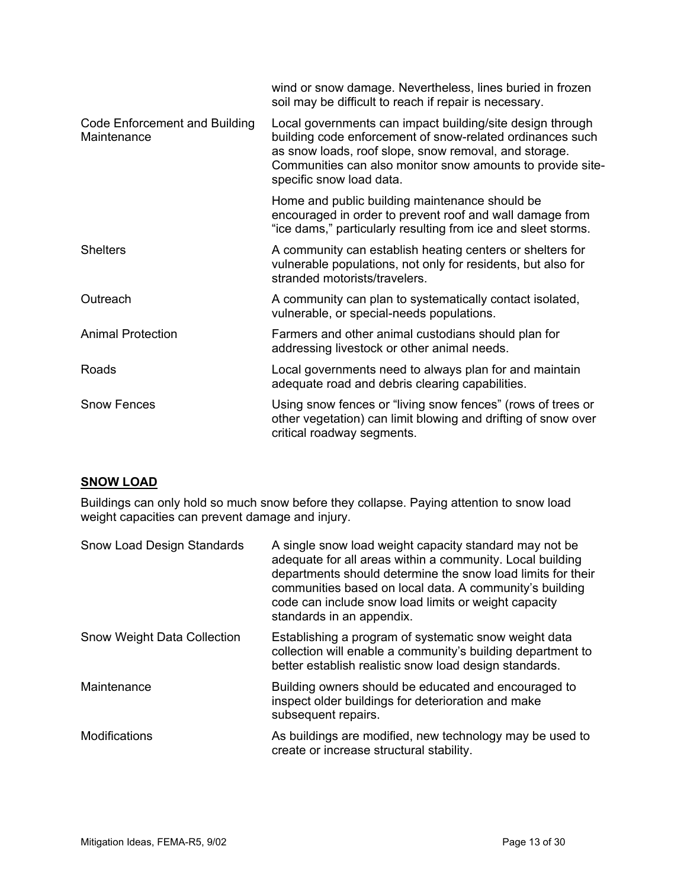| | |
|---|---|
| | wind or snow damage. Nevertheless, lines buried in frozen soil may be difficult to reach if repair is necessary. |
| Code Enforcement and Building Maintenance | Local governments can impact building/site design through building code enforcement of snow-related ordinances such as snow loads, roof slope, snow removal, and storage. Communities can also monitor snow amounts to provide site-specific snow load data. |
| | Home and public building maintenance should be encouraged in order to prevent roof and wall damage from "ice dams," particularly resulting from ice and sleet storms. |
| Shelters | A community can establish heating centers or shelters for vulnerable populations, not only for residents, but also for stranded motorists/travelers. |
| Outreach | A community can plan to systematically contact isolated, vulnerable, or special-needs populations. |
| Animal Protection | Farmers and other animal custodians should plan for addressing livestock or other animal needs. |
| Roads | Local governments need to always plan for and maintain adequate road and debris clearing capabilities. |
| Snow Fences | Using snow fences or "living snow fences" (rows of trees or other vegetation) can limit blowing and drifting of snow over critical roadway segments. |

## SNOW LOAD

Buildings can only hold so much snow before they collapse. Paying attention to snow load weight capacities can prevent damage and injury.

| | |
|---|---|
| Snow Load Design Standards | A single snow load weight capacity standard may not be adequate for all areas within a community. Local building departments should determine the snow load limits for their communities based on local data. A community's building code can include snow load limits or weight capacity standards in an appendix. |
| Snow Weight Data Collection | Establishing a program of systematic snow weight data collection will enable a community's building department to better establish realistic snow load design standards. |
| Maintenance | Building owners should be educated and encouraged to inspect older buildings for deterioration and make subsequent repairs. |
| Modifications | As buildings are modified, new technology may be used to create or increase structural stability. |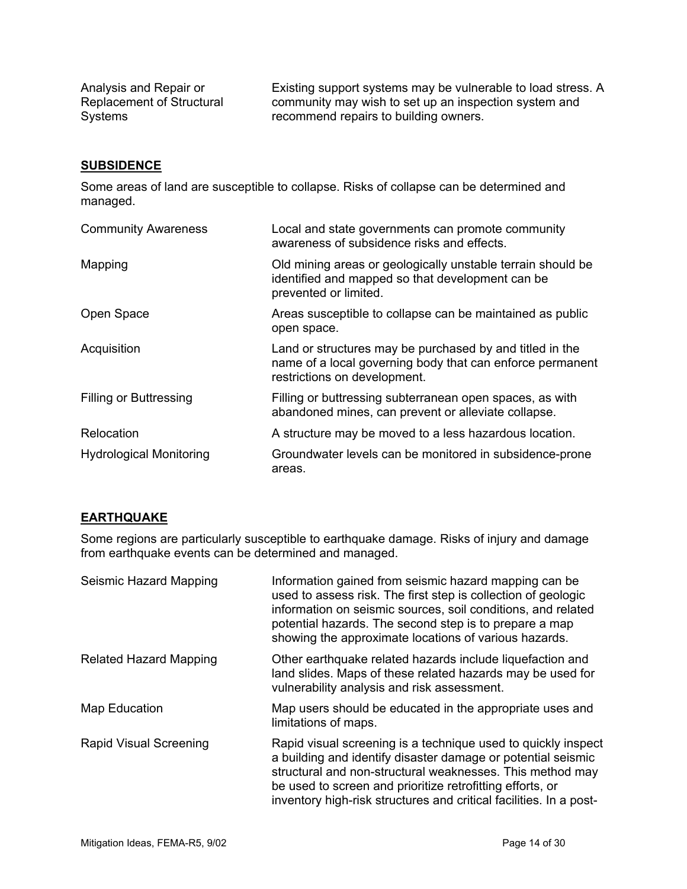| | |
|---|---|
| Analysis and Repair or Replacement of Structural Systems | Existing support systems may be vulnerable to load stress. A community may wish to set up an inspection system and recommend repairs to building owners. |

## SUBSIDENCE

Some areas of land are susceptible to collapse. Risks of collapse can be determined and managed.

| | |
|---|---|
| Community Awareness | Local and state governments can promote community awareness of subsidence risks and effects. |
| Mapping | Old mining areas or geologically unstable terrain should be identified and mapped so that development can be prevented or limited. |
| Open Space | Areas susceptible to collapse can be maintained as public open space. |
| Acquisition | Land or structures may be purchased by and titled in the name of a local governing body that can enforce permanent restrictions on development. |
| Filling or Buttressing | Filling or buttressing subterranean open spaces, as with abandoned mines, can prevent or alleviate collapse. |
| Relocation | A structure may be moved to a less hazardous location. |
| Hydrological Monitoring | Groundwater levels can be monitored in subsidence-prone areas. |

## EARTHQUAKE

Some regions are particularly susceptible to earthquake damage. Risks of injury and damage from earthquake events can be determined and managed.

| | |
|---|---|
| Seismic Hazard Mapping | Information gained from seismic hazard mapping can be used to assess risk. The first step is collection of geologic information on seismic sources, soil conditions, and related potential hazards. The second step is to prepare a map showing the approximate locations of various hazards. |
| Related Hazard Mapping | Other earthquake related hazards include liquefaction and land slides. Maps of these related hazards may be used for vulnerability analysis and risk assessment. |
| Map Education | Map users should be educated in the appropriate uses and limitations of maps. |
| Rapid Visual Screening | Rapid visual screening is a technique used to quickly inspect a building and identify disaster damage or potential seismic structural and non-structural weaknesses. This method may be used to screen and prioritize retrofitting efforts, or inventory high-risk structures and critical facilities. In a post- |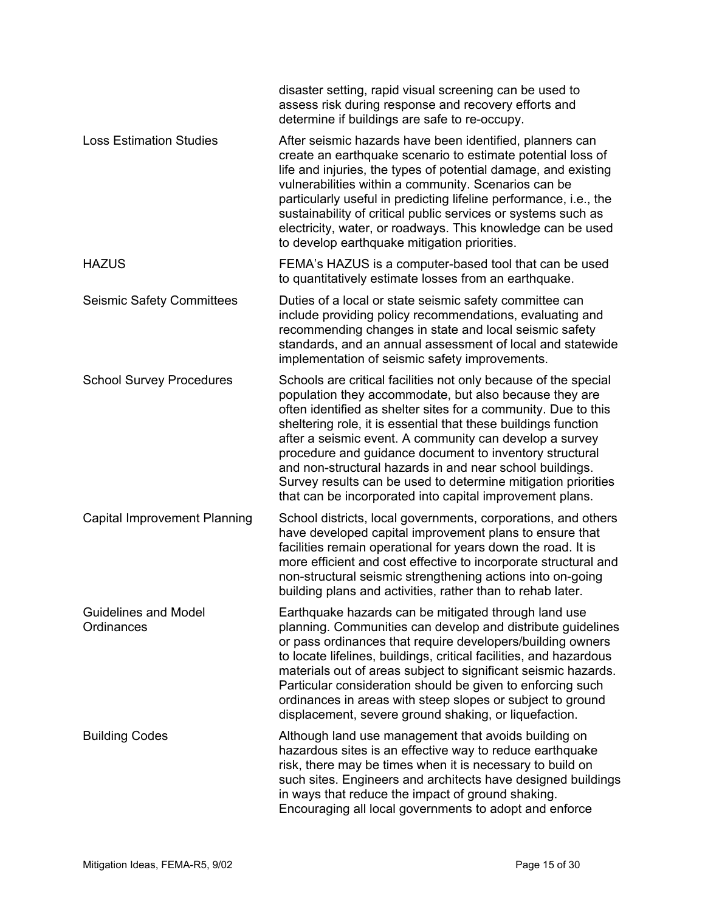| | |
|---|---|
| | disaster setting, rapid visual screening can be used to assess risk during response and recovery efforts and determine if buildings are safe to re-occupy. |
| Loss Estimation Studies | After seismic hazards have been identified, planners can create an earthquake scenario to estimate potential loss of life and injuries, the types of potential damage, and existing vulnerabilities within a community. Scenarios can be particularly useful in predicting lifeline performance, i.e., the sustainability of critical public services or systems such as electricity, water, or roadways. This knowledge can be used to develop earthquake mitigation priorities. |
| HAZUS | FEMA's HAZUS is a computer-based tool that can be used to quantitatively estimate losses from an earthquake. |
| Seismic Safety Committees | Duties of a local or state seismic safety committee can include providing policy recommendations, evaluating and recommending changes in state and local seismic safety standards, and an annual assessment of local and statewide implementation of seismic safety improvements. |
| School Survey Procedures | Schools are critical facilities not only because of the special population they accommodate, but also because they are often identified as shelter sites for a community. Due to this sheltering role, it is essential that these buildings function after a seismic event. A community can develop a survey procedure and guidance document to inventory structural and non-structural hazards in and near school buildings. Survey results can be used to determine mitigation priorities that can be incorporated into capital improvement plans. |
| Capital Improvement Planning | School districts, local governments, corporations, and others have developed capital improvement plans to ensure that facilities remain operational for years down the road. It is more efficient and cost effective to incorporate structural and non-structural seismic strengthening actions into on-going building plans and activities, rather than to rehab later. |
| Guidelines and Model Ordinances | Earthquake hazards can be mitigated through land use planning. Communities can develop and distribute guidelines or pass ordinances that require developers/building owners to locate lifelines, buildings, critical facilities, and hazardous materials out of areas subject to significant seismic hazards. Particular consideration should be given to enforcing such ordinances in areas with steep slopes or subject to ground displacement, severe ground shaking, or liquefaction. |
| Building Codes | Although land use management that avoids building on hazardous sites is an effective way to reduce earthquake risk, there may be times when it is necessary to build on such sites. Engineers and architects have designed buildings in ways that reduce the impact of ground shaking. Encouraging all local governments to adopt and enforce |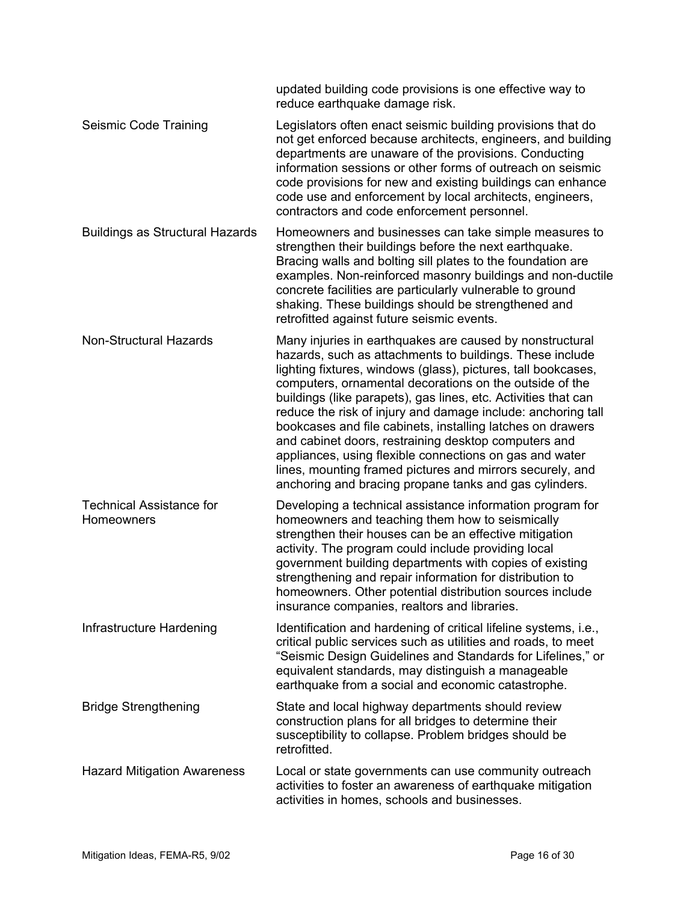| | |
|---|---|
| | updated building code provisions is one effective way to reduce earthquake damage risk. |
| Seismic Code Training | Legislators often enact seismic building provisions that do not get enforced because architects, engineers, and building departments are unaware of the provisions. Conducting information sessions or other forms of outreach on seismic code provisions for new and existing buildings can enhance code use and enforcement by local architects, engineers, contractors and code enforcement personnel. |
| Buildings as Structural Hazards | Homeowners and businesses can take simple measures to strengthen their buildings before the next earthquake. Bracing walls and bolting sill plates to the foundation are examples. Non-reinforced masonry buildings and non-ductile concrete facilities are particularly vulnerable to ground shaking. These buildings should be strengthened and retrofitted against future seismic events. |
| Non-Structural Hazards | Many injuries in earthquakes are caused by nonstructural hazards, such as attachments to buildings. These include lighting fixtures, windows (glass), pictures, tall bookcases, computers, ornamental decorations on the outside of the buildings (like parapets), gas lines, etc. Activities that can reduce the risk of injury and damage include: anchoring tall bookcases and file cabinets, installing latches on drawers and cabinet doors, restraining desktop computers and appliances, using flexible connections on gas and water lines, mounting framed pictures and mirrors securely, and anchoring and bracing propane tanks and gas cylinders. |
| Technical Assistance for Homeowners | Developing a technical assistance information program for homeowners and teaching them how to seismically strengthen their houses can be an effective mitigation activity. The program could include providing local government building departments with copies of existing strengthening and repair information for distribution to homeowners. Other potential distribution sources include insurance companies, realtors and libraries. |
| Infrastructure Hardening | Identification and hardening of critical lifeline systems, i.e., critical public services such as utilities and roads, to meet "Seismic Design Guidelines and Standards for Lifelines," or equivalent standards, may distinguish a manageable earthquake from a social and economic catastrophe. |
| Bridge Strengthening | State and local highway departments should review construction plans for all bridges to determine their susceptibility to collapse. Problem bridges should be retrofitted. |
| Hazard Mitigation Awareness | Local or state governments can use community outreach activities to foster an awareness of earthquake mitigation activities in homes, schools and businesses. |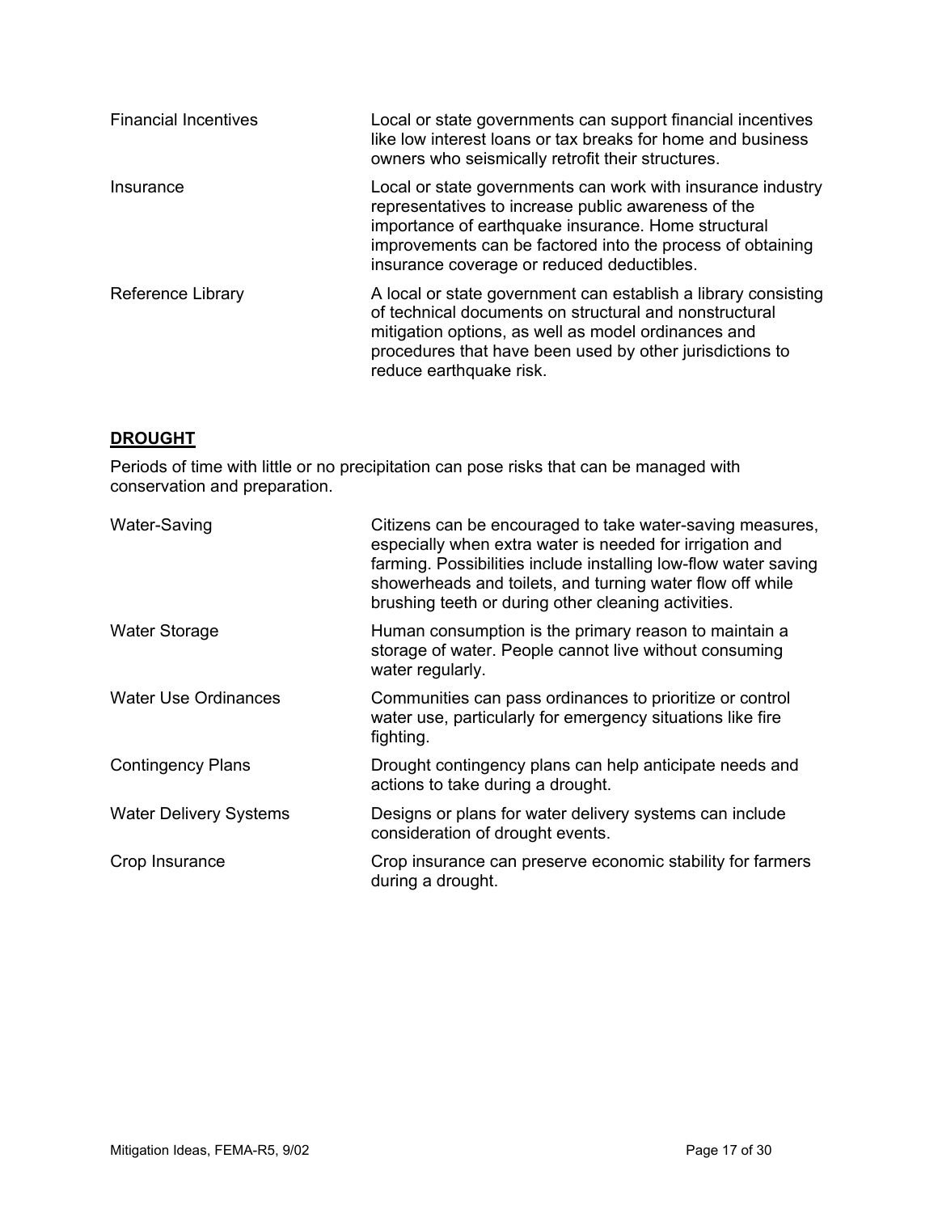| | |
|---|---|
| Financial Incentives | Local or state governments can support financial incentives like low interest loans or tax breaks for home and business owners who seismically retrofit their structures. |
| Insurance | Local or state governments can work with insurance industry representatives to increase public awareness of the importance of earthquake insurance. Home structural improvements can be factored into the process of obtaining insurance coverage or reduced deductibles. |
| Reference Library | A local or state government can establish a library consisting of technical documents on structural and nonstructural mitigation options, as well as model ordinances and procedures that have been used by other jurisdictions to reduce earthquake risk. |

## **DROUGHT**

Periods of time with little or no precipitation can pose risks that can be managed with conservation and preparation.

| | |
|---|---|
| Water-Saving | Citizens can be encouraged to take water-saving measures, especially when extra water is needed for irrigation and farming. Possibilities include installing low-flow water saving showerheads and toilets, and turning water flow off while brushing teeth or during other cleaning activities. |
| Water Storage | Human consumption is the primary reason to maintain a storage of water. People cannot live without consuming water regularly. |
| Water Use Ordinances | Communities can pass ordinances to prioritize or control water use, particularly for emergency situations like fire fighting. |
| Contingency Plans | Drought contingency plans can help anticipate needs and actions to take during a drought. |
| Water Delivery Systems | Designs or plans for water delivery systems can include consideration of drought events. |
| Crop Insurance | Crop insurance can preserve economic stability for farmers during a drought. |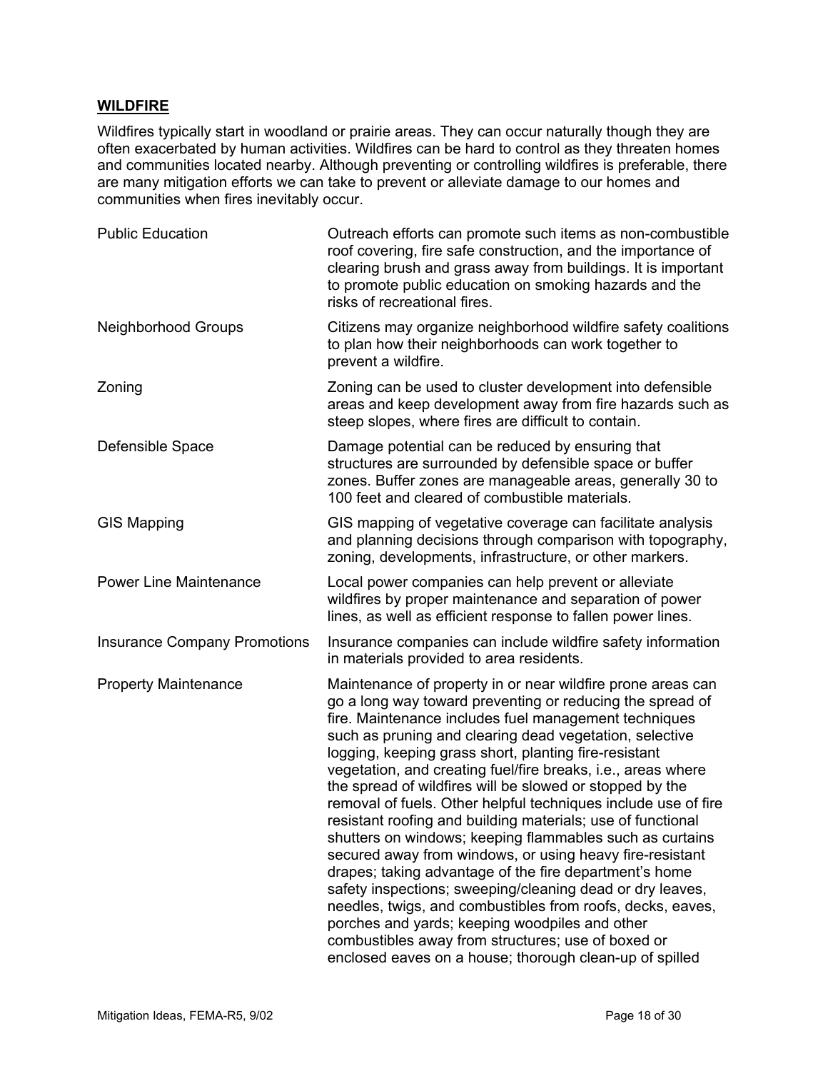## WILDFIRE

Wildfires typically start in woodland or prairie areas. They can occur naturally though they are often exacerbated by human activities. Wildfires can be hard to control as they threaten homes and communities located nearby. Although preventing or controlling wildfires is preferable, there are many mitigation efforts we can take to prevent or alleviate damage to our homes and communities when fires inevitably occur.

| | |
|---|---|
| Public Education | Outreach efforts can promote such items as non-combustible roof covering, fire safe construction, and the importance of clearing brush and grass away from buildings. It is important to promote public education on smoking hazards and the risks of recreational fires. |
| Neighborhood Groups | Citizens may organize neighborhood wildfire safety coalitions to plan how their neighborhoods can work together to prevent a wildfire. |
| Zoning | Zoning can be used to cluster development into defensible areas and keep development away from fire hazards such as steep slopes, where fires are difficult to contain. |
| Defensible Space | Damage potential can be reduced by ensuring that structures are surrounded by defensible space or buffer zones. Buffer zones are manageable areas, generally 30 to 100 feet and cleared of combustible materials. |
| GIS Mapping | GIS mapping of vegetative coverage can facilitate analysis and planning decisions through comparison with topography, zoning, developments, infrastructure, or other markers. |
| Power Line Maintenance | Local power companies can help prevent or alleviate wildfires by proper maintenance and separation of power lines, as well as efficient response to fallen power lines. |
| Insurance Company Promotions | Insurance companies can include wildfire safety information in materials provided to area residents. |
| Property Maintenance | Maintenance of property in or near wildfire prone areas can go a long way toward preventing or reducing the spread of fire. Maintenance includes fuel management techniques such as pruning and clearing dead vegetation, selective logging, keeping grass short, planting fire-resistant vegetation, and creating fuel/fire breaks, i.e., areas where the spread of wildfires will be slowed or stopped by the removal of fuels. Other helpful techniques include use of fire resistant roofing and building materials; use of functional shutters on windows; keeping flammables such as curtains secured away from windows, or using heavy fire-resistant drapes; taking advantage of the fire department's home safety inspections; sweeping/cleaning dead or dry leaves, needles, twigs, and combustibles from roofs, decks, eaves, porches and yards; keeping woodpiles and other combustibles away from structures; use of boxed or enclosed eaves on a house; thorough clean-up of spilled |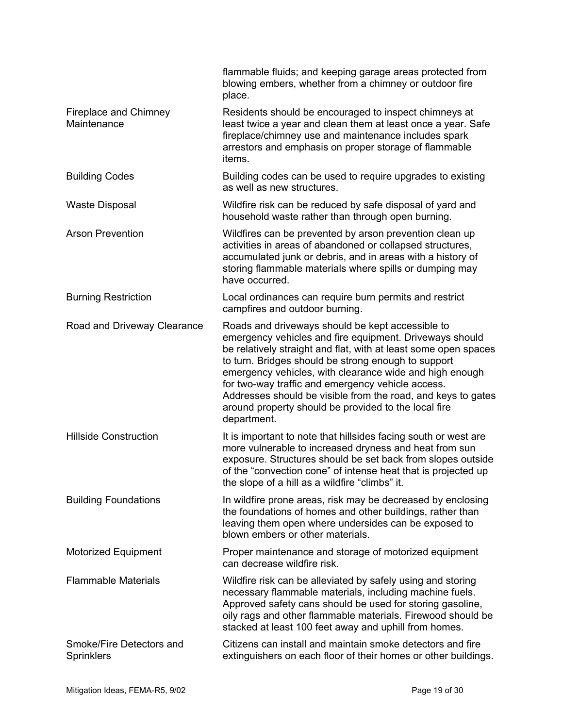| | |
|---|---|
| | flammable fluids; and keeping garage areas protected from blowing embers, whether from a chimney or outdoor fire place. |
| Fireplace and Chimney Maintenance | Residents should be encouraged to inspect chimneys at least twice a year and clean them at least once a year. Safe fireplace/chimney use and maintenance includes spark arrestors and emphasis on proper storage of flammable items. |
| Building Codes | Building codes can be used to require upgrades to existing as well as new structures. |
| Waste Disposal | Wildfire risk can be reduced by safe disposal of yard and household waste rather than through open burning. |
| Arson Prevention | Wildfires can be prevented by arson prevention clean up activities in areas of abandoned or collapsed structures, accumulated junk or debris, and in areas with a history of storing flammable materials where spills or dumping may have occurred. |
| Burning Restriction | Local ordinances can require burn permits and restrict campfires and outdoor burning. |
| Road and Driveway Clearance | Roads and driveways should be kept accessible to emergency vehicles and fire equipment. Driveways should be relatively straight and flat, with at least some open spaces to turn. Bridges should be strong enough to support emergency vehicles, with clearance wide and high enough for two-way traffic and emergency vehicle access. Addresses should be visible from the road, and keys to gates around property should be provided to the local fire department. |
| Hillside Construction | It is important to note that hillsides facing south or west are more vulnerable to increased dryness and heat from sun exposure. Structures should be set back from slopes outside of the "convection cone" of intense heat that is projected up the slope of a hill as a wildfire "climbs" it. |
| Building Foundations | In wildfire prone areas, risk may be decreased by enclosing the foundations of homes and other buildings, rather than leaving them open where undersides can be exposed to blown embers or other materials. |
| Motorized Equipment | Proper maintenance and storage of motorized equipment can decrease wildfire risk. |
| Flammable Materials | Wildfire risk can be alleviated by safely using and storing necessary flammable materials, including machine fuels. Approved safety cans should be used for storing gasoline, oily rags and other flammable materials. Firewood should be stacked at least 100 feet away and uphill from homes. |
| Smoke/Fire Detectors and Sprinklers | Citizens can install and maintain smoke detectors and fire extinguishers on each floor of their homes or other buildings. |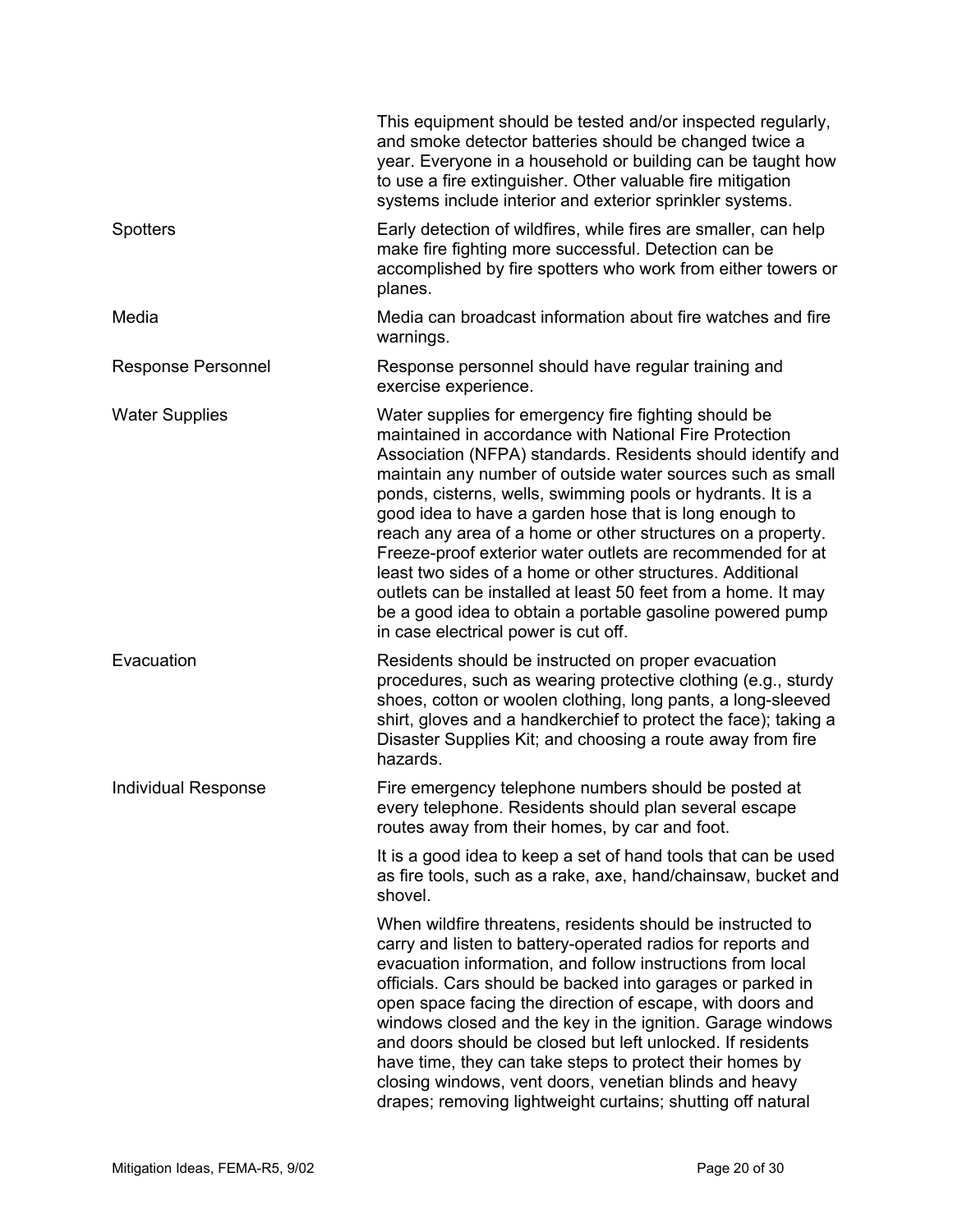| | |
|---|---|
| | This equipment should be tested and/or inspected regularly, and smoke detector batteries should be changed twice a year. Everyone in a household or building can be taught how to use a fire extinguisher. Other valuable fire mitigation systems include interior and exterior sprinkler systems. |
| Spotters | Early detection of wildfires, while fires are smaller, can help make fire fighting more successful. Detection can be accomplished by fire spotters who work from either towers or planes. |
| Media | Media can broadcast information about fire watches and fire warnings. |
| Response Personnel | Response personnel should have regular training and exercise experience. |
| Water Supplies | Water supplies for emergency fire fighting should be maintained in accordance with National Fire Protection Association (NFPA) standards. Residents should identify and maintain any number of outside water sources such as small ponds, cisterns, wells, swimming pools or hydrants. It is a good idea to have a garden hose that is long enough to reach any area of a home or other structures on a property. Freeze-proof exterior water outlets are recommended for at least two sides of a home or other structures. Additional outlets can be installed at least 50 feet from a home. It may be a good idea to obtain a portable gasoline powered pump in case electrical power is cut off. |
| Evacuation | Residents should be instructed on proper evacuation procedures, such as wearing protective clothing (e.g., sturdy shoes, cotton or woolen clothing, long pants, a long-sleeved shirt, gloves and a handkerchief to protect the face); taking a Disaster Supplies Kit; and choosing a route away from fire hazards. |
| Individual Response | Fire emergency telephone numbers should be posted at every telephone. Residents should plan several escape routes away from their homes, by car and foot.<br><br>It is a good idea to keep a set of hand tools that can be used as fire tools, such as a rake, axe, hand/chainsaw, bucket and shovel.<br><br>When wildfire threatens, residents should be instructed to carry and listen to battery-operated radios for reports and evacuation information, and follow instructions from local officials. Cars should be backed into garages or parked in open space facing the direction of escape, with doors and windows closed and the key in the ignition. Garage windows and doors should be closed but left unlocked. If residents have time, they can take steps to protect their homes by closing windows, vent doors, venetian blinds and heavy drapes; removing lightweight curtains; shutting off natural |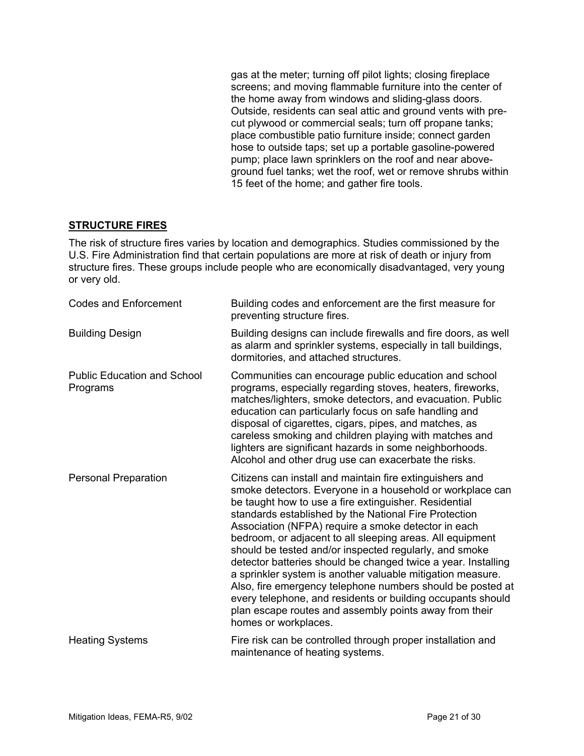gas at the meter; turning off pilot lights; closing fireplace screens; and moving flammable furniture into the center of the home away from windows and sliding-glass doors. Outside, residents can seal attic and ground vents with pre-cut plywood or commercial seals; turn off propane tanks; place combustible patio furniture inside; connect garden hose to outside taps; set up a portable gasoline-powered pump; place lawn sprinklers on the roof and near above-ground fuel tanks; wet the roof, wet or remove shrubs within 15 feet of the home; and gather fire tools.

## STRUCTURE FIRES

The risk of structure fires varies by location and demographics. Studies commissioned by the U.S. Fire Administration find that certain populations are more at risk of death or injury from structure fires. These groups include people who are economically disadvantaged, very young or very old.

| | |
|---|---|
| Codes and Enforcement | Building codes and enforcement are the first measure for preventing structure fires. |
| Building Design | Building designs can include firewalls and fire doors, as well as alarm and sprinkler systems, especially in tall buildings, dormitories, and attached structures. |
| Public Education and School Programs | Communities can encourage public education and school programs, especially regarding stoves, heaters, fireworks, matches/lighters, smoke detectors, and evacuation. Public education can particularly focus on safe handling and disposal of cigarettes, cigars, pipes, and matches, as careless smoking and children playing with matches and lighters are significant hazards in some neighborhoods. Alcohol and other drug use can exacerbate the risks. |
| Personal Preparation | Citizens can install and maintain fire extinguishers and smoke detectors. Everyone in a household or workplace can be taught how to use a fire extinguisher. Residential standards established by the National Fire Protection Association (NFPA) require a smoke detector in each bedroom, or adjacent to all sleeping areas. All equipment should be tested and/or inspected regularly, and smoke detector batteries should be changed twice a year. Installing a sprinkler system is another valuable mitigation measure. Also, fire emergency telephone numbers should be posted at every telephone, and residents or building occupants should plan escape routes and assembly points away from their homes or workplaces. |
| Heating Systems | Fire risk can be controlled through proper installation and maintenance of heating systems. |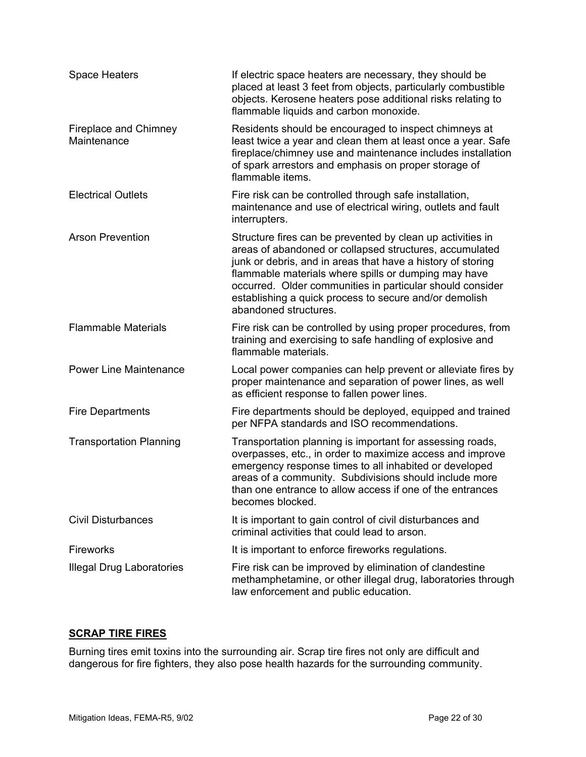| | |
|---|---|
| Space Heaters | If electric space heaters are necessary, they should be placed at least 3 feet from objects, particularly combustible objects. Kerosene heaters pose additional risks relating to flammable liquids and carbon monoxide. |
| Fireplace and Chimney Maintenance | Residents should be encouraged to inspect chimneys at least twice a year and clean them at least once a year. Safe fireplace/chimney use and maintenance includes installation of spark arrestors and emphasis on proper storage of flammable items. |
| Electrical Outlets | Fire risk can be controlled through safe installation, maintenance and use of electrical wiring, outlets and fault interrupters. |
| Arson Prevention | Structure fires can be prevented by clean up activities in areas of abandoned or collapsed structures, accumulated junk or debris, and in areas that have a history of storing flammable materials where spills or dumping may have occurred. Older communities in particular should consider establishing a quick process to secure and/or demolish abandoned structures. |
| Flammable Materials | Fire risk can be controlled by using proper procedures, from training and exercising to safe handling of explosive and flammable materials. |
| Power Line Maintenance | Local power companies can help prevent or alleviate fires by proper maintenance and separation of power lines, as well as efficient response to fallen power lines. |
| Fire Departments | Fire departments should be deployed, equipped and trained per NFPA standards and ISO recommendations. |
| Transportation Planning | Transportation planning is important for assessing roads, overpasses, etc., in order to maximize access and improve emergency response times to all inhabited or developed areas of a community. Subdivisions should include more than one entrance to allow access if one of the entrances becomes blocked. |
| Civil Disturbances | It is important to gain control of civil disturbances and criminal activities that could lead to arson. |
| Fireworks | It is important to enforce fireworks regulations. |
| Illegal Drug Laboratories | Fire risk can be improved by elimination of clandestine methamphetamine, or other illegal drug, laboratories through law enforcement and public education. |

## SCRAP TIRE FIRES

Burning tires emit toxins into the surrounding air. Scrap tire fires not only are difficult and dangerous for fire fighters, they also pose health hazards for the surrounding community.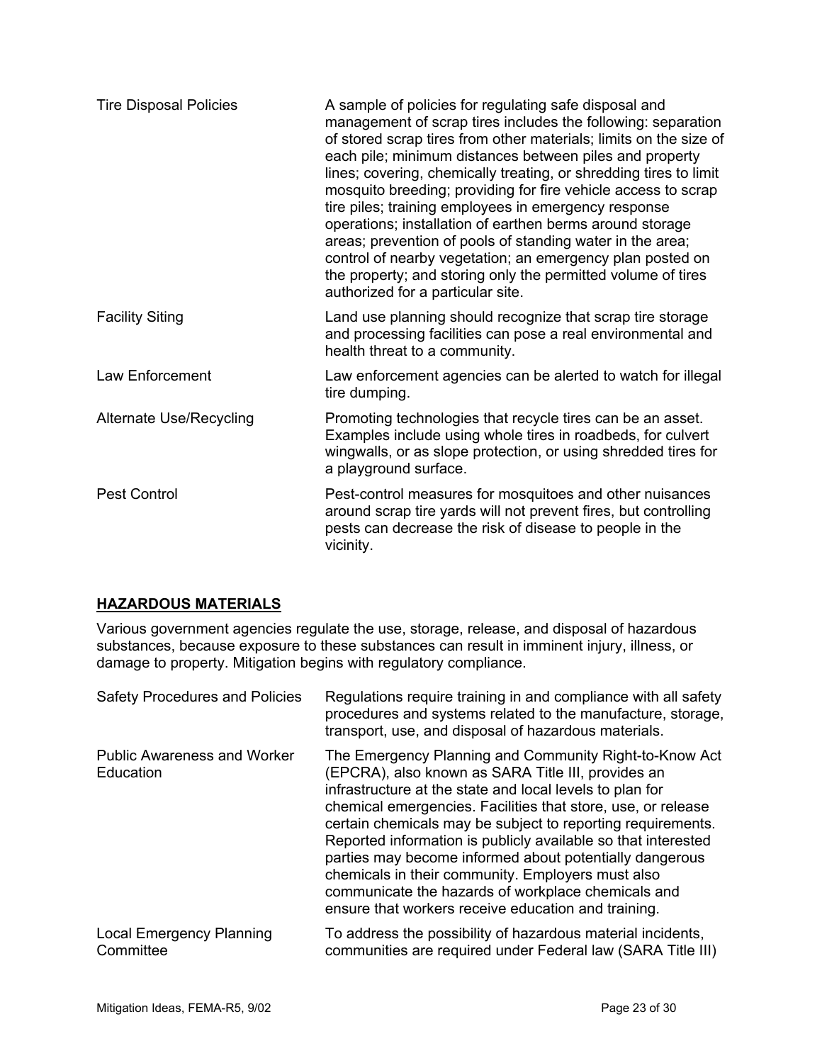| | |
|---|---|
| Tire Disposal Policies | A sample of policies for regulating safe disposal and management of scrap tires includes the following: separation of stored scrap tires from other materials; limits on the size of each pile; minimum distances between piles and property lines; covering, chemically treating, or shredding tires to limit mosquito breeding; providing for fire vehicle access to scrap tire piles; training employees in emergency response operations; installation of earthen berms around storage areas; prevention of pools of standing water in the area; control of nearby vegetation; an emergency plan posted on the property; and storing only the permitted volume of tires authorized for a particular site. |
| Facility Siting | Land use planning should recognize that scrap tire storage and processing facilities can pose a real environmental and health threat to a community. |
| Law Enforcement | Law enforcement agencies can be alerted to watch for illegal tire dumping. |
| Alternate Use/Recycling | Promoting technologies that recycle tires can be an asset. Examples include using whole tires in roadbeds, for culvert wingwalls, or as slope protection, or using shredded tires for a playground surface. |
| Pest Control | Pest-control measures for mosquitoes and other nuisances around scrap tire yards will not prevent fires, but controlling pests can decrease the risk of disease to people in the vicinity. |

## HAZARDOUS MATERIALS

Various government agencies regulate the use, storage, release, and disposal of hazardous substances, because exposure to these substances can result in imminent injury, illness, or damage to property. Mitigation begins with regulatory compliance.

| | |
|---|---|
| Safety Procedures and Policies | Regulations require training in and compliance with all safety procedures and systems related to the manufacture, storage, transport, use, and disposal of hazardous materials. |
| Public Awareness and Worker Education | The Emergency Planning and Community Right-to-Know Act (EPCRA), also known as SARA Title III, provides an infrastructure at the state and local levels to plan for chemical emergencies. Facilities that store, use, or release certain chemicals may be subject to reporting requirements. Reported information is publicly available so that interested parties may become informed about potentially dangerous chemicals in their community. Employers must also communicate the hazards of workplace chemicals and ensure that workers receive education and training. |
| Local Emergency Planning Committee | To address the possibility of hazardous material incidents, communities are required under Federal law (SARA Title III) |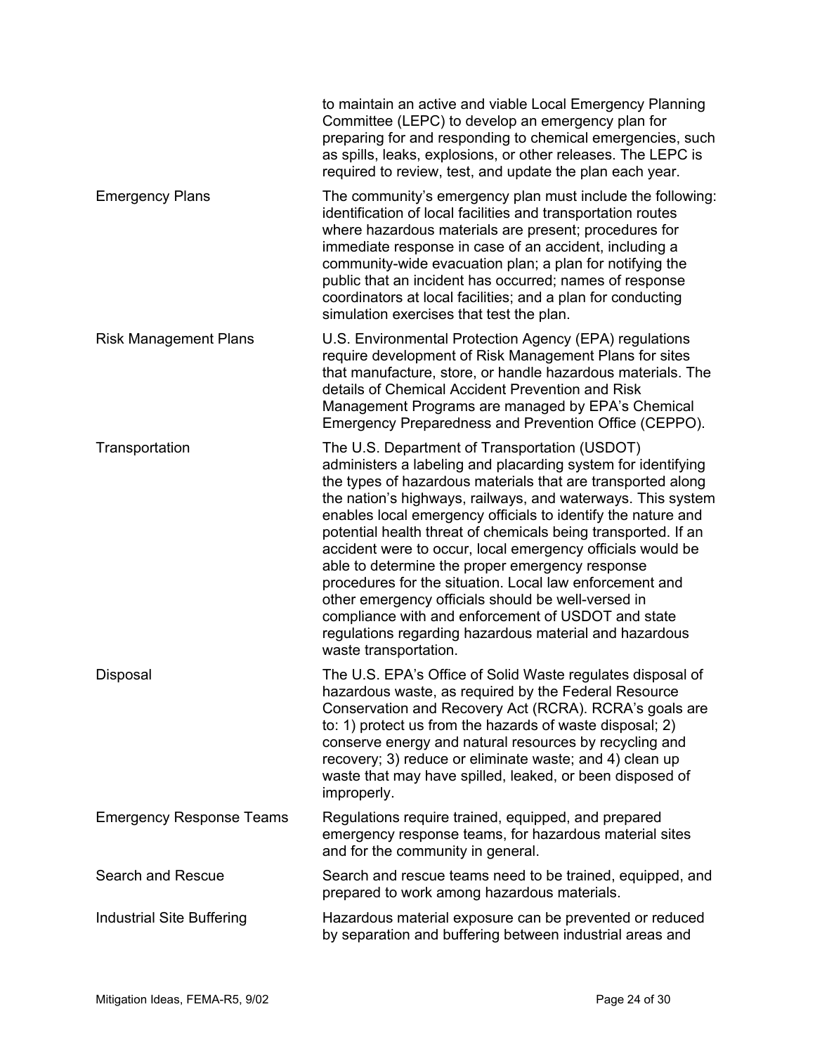| | |
|---|---|
| | to maintain an active and viable Local Emergency Planning Committee (LEPC) to develop an emergency plan for preparing for and responding to chemical emergencies, such as spills, leaks, explosions, or other releases. The LEPC is required to review, test, and update the plan each year. |
| Emergency Plans | The community's emergency plan must include the following: identification of local facilities and transportation routes where hazardous materials are present; procedures for immediate response in case of an accident, including a community-wide evacuation plan; a plan for notifying the public that an incident has occurred; names of response coordinators at local facilities; and a plan for conducting simulation exercises that test the plan. |
| Risk Management Plans | U.S. Environmental Protection Agency (EPA) regulations require development of Risk Management Plans for sites that manufacture, store, or handle hazardous materials. The details of Chemical Accident Prevention and Risk Management Programs are managed by EPA's Chemical Emergency Preparedness and Prevention Office (CEPPO). |
| Transportation | The U.S. Department of Transportation (USDOT) administers a labeling and placarding system for identifying the types of hazardous materials that are transported along the nation's highways, railways, and waterways. This system enables local emergency officials to identify the nature and potential health threat of chemicals being transported. If an accident were to occur, local emergency officials would be able to determine the proper emergency response procedures for the situation. Local law enforcement and other emergency officials should be well-versed in compliance with and enforcement of USDOT and state regulations regarding hazardous material and hazardous waste transportation. |
| Disposal | The U.S. EPA's Office of Solid Waste regulates disposal of hazardous waste, as required by the Federal Resource Conservation and Recovery Act (RCRA). RCRA's goals are to: 1) protect us from the hazards of waste disposal; 2) conserve energy and natural resources by recycling and recovery; 3) reduce or eliminate waste; and 4) clean up waste that may have spilled, leaked, or been disposed of improperly. |
| Emergency Response Teams | Regulations require trained, equipped, and prepared emergency response teams, for hazardous material sites and for the community in general. |
| Search and Rescue | Search and rescue teams need to be trained, equipped, and prepared to work among hazardous materials. |
| Industrial Site Buffering | Hazardous material exposure can be prevented or reduced by separation and buffering between industrial areas and |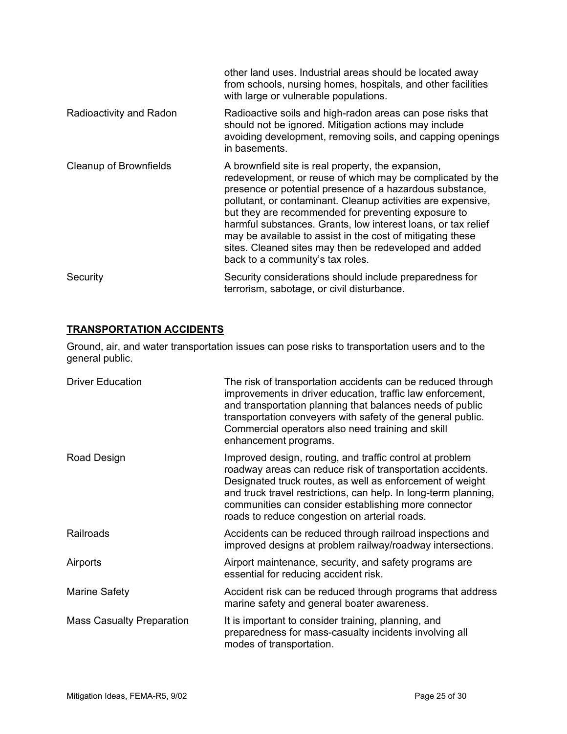| | |
|---|---|
| | other land uses. Industrial areas should be located away from schools, nursing homes, hospitals, and other facilities with large or vulnerable populations. |
| Radioactivity and Radon | Radioactive soils and high-radon areas can pose risks that should not be ignored. Mitigation actions may include avoiding development, removing soils, and capping openings in basements. |
| Cleanup of Brownfields | A brownfield site is real property, the expansion, redevelopment, or reuse of which may be complicated by the presence or potential presence of a hazardous substance, pollutant, or contaminant. Cleanup activities are expensive, but they are recommended for preventing exposure to harmful substances. Grants, low interest loans, or tax relief may be available to assist in the cost of mitigating these sites. Cleaned sites may then be redeveloped and added back to a community's tax roles. |
| Security | Security considerations should include preparedness for terrorism, sabotage, or civil disturbance. |

## TRANSPORTATION ACCIDENTS

Ground, air, and water transportation issues can pose risks to transportation users and to the general public.

| | |
|---|---|
| Driver Education | The risk of transportation accidents can be reduced through improvements in driver education, traffic law enforcement, and transportation planning that balances needs of public transportation conveyers with safety of the general public. Commercial operators also need training and skill enhancement programs. |
| Road Design | Improved design, routing, and traffic control at problem roadway areas can reduce risk of transportation accidents. Designated truck routes, as well as enforcement of weight and truck travel restrictions, can help. In long-term planning, communities can consider establishing more connector roads to reduce congestion on arterial roads. |
| Railroads | Accidents can be reduced through railroad inspections and improved designs at problem railway/roadway intersections. |
| Airports | Airport maintenance, security, and safety programs are essential for reducing accident risk. |
| Marine Safety | Accident risk can be reduced through programs that address marine safety and general boater awareness. |
| Mass Casualty Preparation | It is important to consider training, planning, and preparedness for mass-casualty incidents involving all modes of transportation. |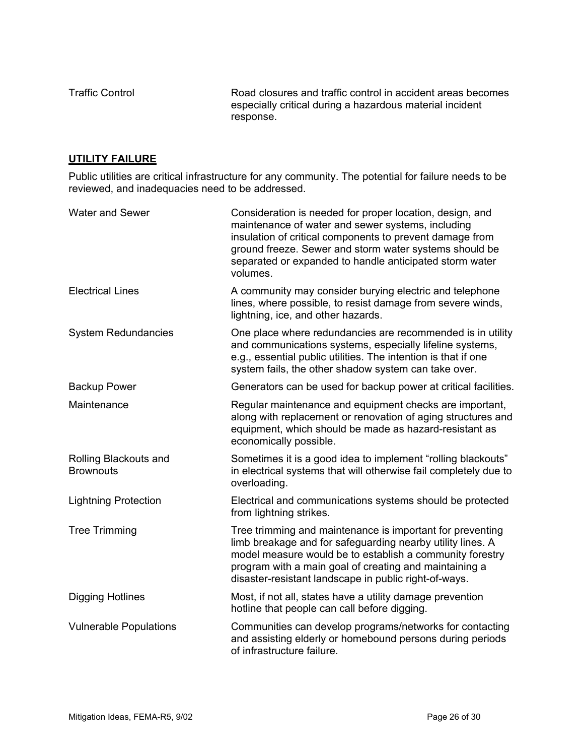| | |
|---|---|
| Traffic Control | Road closures and traffic control in accident areas becomes especially critical during a hazardous material incident response. |

## UTILITY FAILURE

Public utilities are critical infrastructure for any community. The potential for failure needs to be reviewed, and inadequacies need to be addressed.

| | |
|---|---|
| Water and Sewer | Consideration is needed for proper location, design, and maintenance of water and sewer systems, including insulation of critical components to prevent damage from ground freeze. Sewer and storm water systems should be separated or expanded to handle anticipated storm water volumes. |
| Electrical Lines | A community may consider burying electric and telephone lines, where possible, to resist damage from severe winds, lightning, ice, and other hazards. |
| System Redundancies | One place where redundancies are recommended is in utility and communications systems, especially lifeline systems, e.g., essential public utilities. The intention is that if one system fails, the other shadow system can take over. |
| Backup Power | Generators can be used for backup power at critical facilities. |
| Maintenance | Regular maintenance and equipment checks are important, along with replacement or renovation of aging structures and equipment, which should be made as hazard-resistant as economically possible. |
| Rolling Blackouts and Brownouts | Sometimes it is a good idea to implement "rolling blackouts" in electrical systems that will otherwise fail completely due to overloading. |
| Lightning Protection | Electrical and communications systems should be protected from lightning strikes. |
| Tree Trimming | Tree trimming and maintenance is important for preventing limb breakage and for safeguarding nearby utility lines. A model measure would be to establish a community forestry program with a main goal of creating and maintaining a disaster-resistant landscape in public right-of-ways. |
| Digging Hotlines | Most, if not all, states have a utility damage prevention hotline that people can call before digging. |
| Vulnerable Populations | Communities can develop programs/networks for contacting and assisting elderly or homebound persons during periods of infrastructure failure. |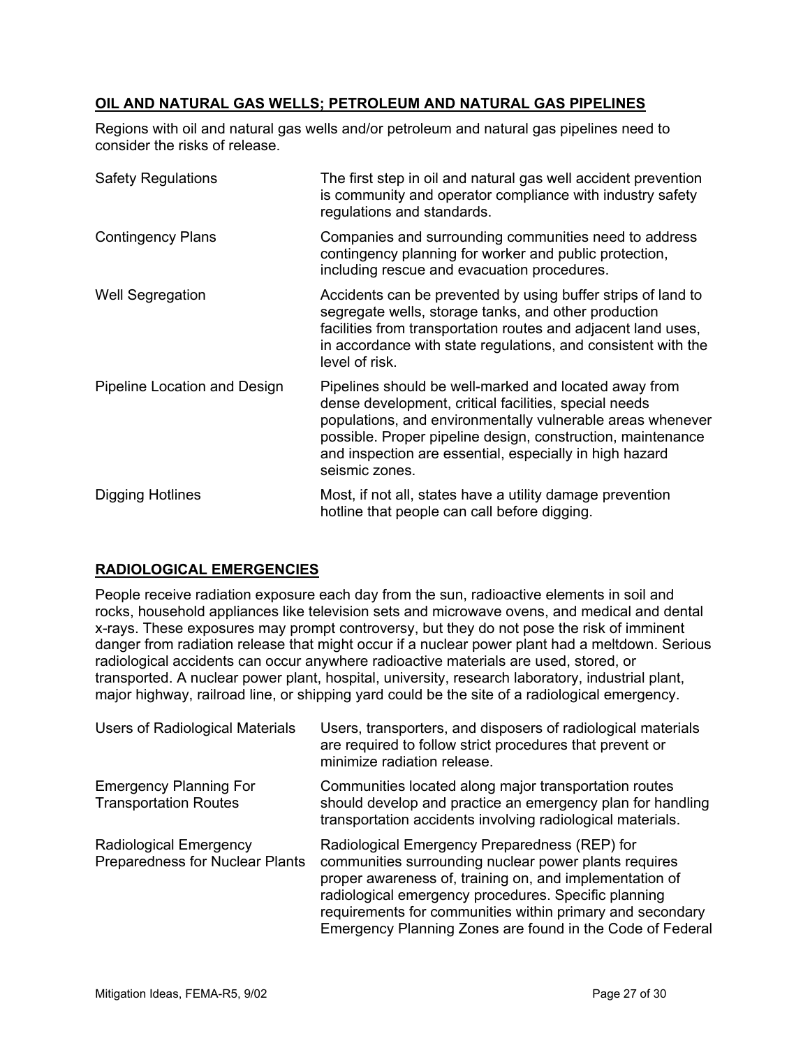## OIL AND NATURAL GAS WELLS; PETROLEUM AND NATURAL GAS PIPELINES

Regions with oil and natural gas wells and/or petroleum and natural gas pipelines need to consider the risks of release.

| | |
|---|---|
| Safety Regulations | The first step in oil and natural gas well accident prevention is community and operator compliance with industry safety regulations and standards. |
| Contingency Plans | Companies and surrounding communities need to address contingency planning for worker and public protection, including rescue and evacuation procedures. |
| Well Segregation | Accidents can be prevented by using buffer strips of land to segregate wells, storage tanks, and other production facilities from transportation routes and adjacent land uses, in accordance with state regulations, and consistent with the level of risk. |
| Pipeline Location and Design | Pipelines should be well-marked and located away from dense development, critical facilities, special needs populations, and environmentally vulnerable areas whenever possible. Proper pipeline design, construction, maintenance and inspection are essential, especially in high hazard seismic zones. |
| Digging Hotlines | Most, if not all, states have a utility damage prevention hotline that people can call before digging. |

## RADIOLOGICAL EMERGENCIES

People receive radiation exposure each day from the sun, radioactive elements in soil and rocks, household appliances like television sets and microwave ovens, and medical and dental x-rays. These exposures may prompt controversy, but they do not pose the risk of imminent danger from radiation release that might occur if a nuclear power plant had a meltdown. Serious radiological accidents can occur anywhere radioactive materials are used, stored, or transported. A nuclear power plant, hospital, university, research laboratory, industrial plant, major highway, railroad line, or shipping yard could be the site of a radiological emergency.

| | |
|---|---|
| Users of Radiological Materials | Users, transporters, and disposers of radiological materials are required to follow strict procedures that prevent or minimize radiation release. |
| Emergency Planning For Transportation Routes | Communities located along major transportation routes should develop and practice an emergency plan for handling transportation accidents involving radiological materials. |
| Radiological Emergency Preparedness for Nuclear Plants | Radiological Emergency Preparedness (REP) for communities surrounding nuclear power plants requires proper awareness of, training on, and implementation of radiological emergency procedures. Specific planning requirements for communities within primary and secondary Emergency Planning Zones are found in the Code of Federal |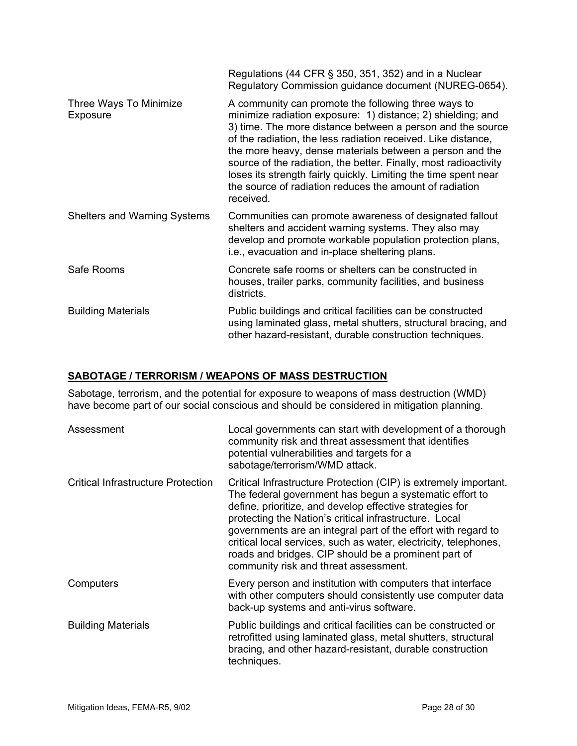| | |
|---|---|
| | Regulations (44 CFR § 350, 351, 352) and in a Nuclear Regulatory Commission guidance document (NUREG-0654). |
| Three Ways To Minimize Exposure | A community can promote the following three ways to minimize radiation exposure: 1) distance; 2) shielding; and 3) time. The more distance between a person and the source of the radiation, the less radiation received. Like distance, the more heavy, dense materials between a person and the source of the radiation, the better. Finally, most radioactivity loses its strength fairly quickly. Limiting the time spent near the source of radiation reduces the amount of radiation received. |
| Shelters and Warning Systems | Communities can promote awareness of designated fallout shelters and accident warning systems. They also may develop and promote workable population protection plans, i.e., evacuation and in-place sheltering plans. |
| Safe Rooms | Concrete safe rooms or shelters can be constructed in houses, trailer parks, community facilities, and business districts. |
| Building Materials | Public buildings and critical facilities can be constructed using laminated glass, metal shutters, structural bracing, and other hazard-resistant, durable construction techniques. |

## SABOTAGE / TERRORISM / WEAPONS OF MASS DESTRUCTION

Sabotage, terrorism, and the potential for exposure to weapons of mass destruction (WMD) have become part of our social conscious and should be considered in mitigation planning.

| | |
|---|---|
| Assessment | Local governments can start with development of a thorough community risk and threat assessment that identifies potential vulnerabilities and targets for a sabotage/terrorism/WMD attack. |
| Critical Infrastructure Protection | Critical Infrastructure Protection (CIP) is extremely important. The federal government has begun a systematic effort to define, prioritize, and develop effective strategies for protecting the Nation's critical infrastructure. Local governments are an integral part of the effort with regard to critical local services, such as water, electricity, telephones, roads and bridges. CIP should be a prominent part of community risk and threat assessment. |
| Computers | Every person and institution with computers that interface with other computers should consistently use computer data back-up systems and anti-virus software. |
| Building Materials | Public buildings and critical facilities can be constructed or retrofitted using laminated glass, metal shutters, structural bracing, and other hazard-resistant, durable construction techniques. |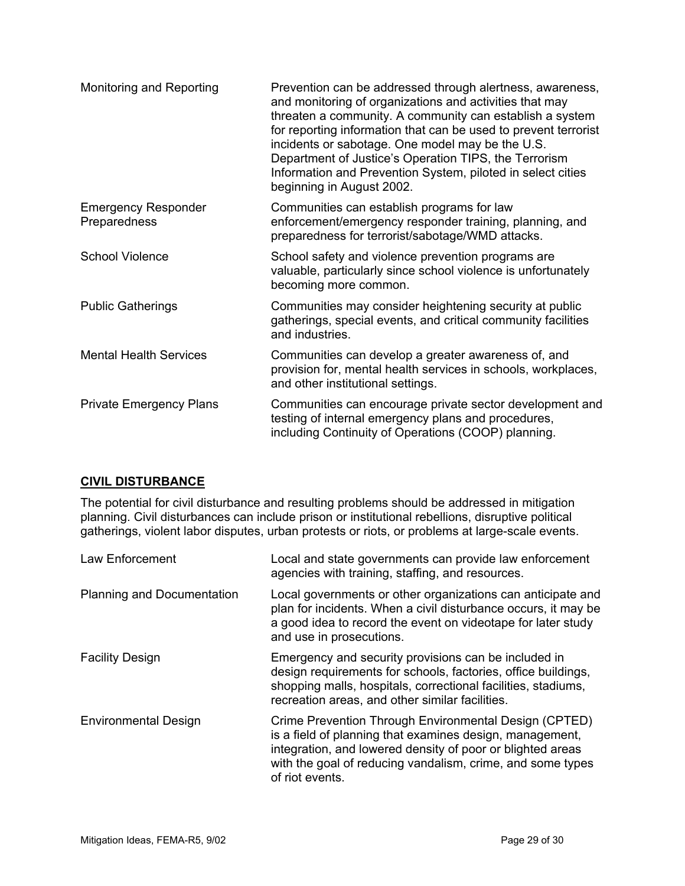| | |
|---|---|
| Monitoring and Reporting | Prevention can be addressed through alertness, awareness, and monitoring of organizations and activities that may threaten a community. A community can establish a system for reporting information that can be used to prevent terrorist incidents or sabotage. One model may be the U.S. Department of Justice's Operation TIPS, the Terrorism Information and Prevention System, piloted in select cities beginning in August 2002. |
| Emergency Responder Preparedness | Communities can establish programs for law enforcement/emergency responder training, planning, and preparedness for terrorist/sabotage/WMD attacks. |
| School Violence | School safety and violence prevention programs are valuable, particularly since school violence is unfortunately becoming more common. |
| Public Gatherings | Communities may consider heightening security at public gatherings, special events, and critical community facilities and industries. |
| Mental Health Services | Communities can develop a greater awareness of, and provision for, mental health services in schools, workplaces, and other institutional settings. |
| Private Emergency Plans | Communities can encourage private sector development and testing of internal emergency plans and procedures, including Continuity of Operations (COOP) planning. |

## CIVIL DISTURBANCE

The potential for civil disturbance and resulting problems should be addressed in mitigation planning. Civil disturbances can include prison or institutional rebellions, disruptive political gatherings, violent labor disputes, urban protests or riots, or problems at large-scale events.

| | |
|---|---|
| Law Enforcement | Local and state governments can provide law enforcement agencies with training, staffing, and resources. |
| Planning and Documentation | Local governments or other organizations can anticipate and plan for incidents. When a civil disturbance occurs, it may be a good idea to record the event on videotape for later study and use in prosecutions. |
| Facility Design | Emergency and security provisions can be included in design requirements for schools, factories, office buildings, shopping malls, hospitals, correctional facilities, stadiums, recreation areas, and other similar facilities. |
| Environmental Design | Crime Prevention Through Environmental Design (CPTED) is a field of planning that examines design, management, integration, and lowered density of poor or blighted areas with the goal of reducing vandalism, crime, and some types of riot events. |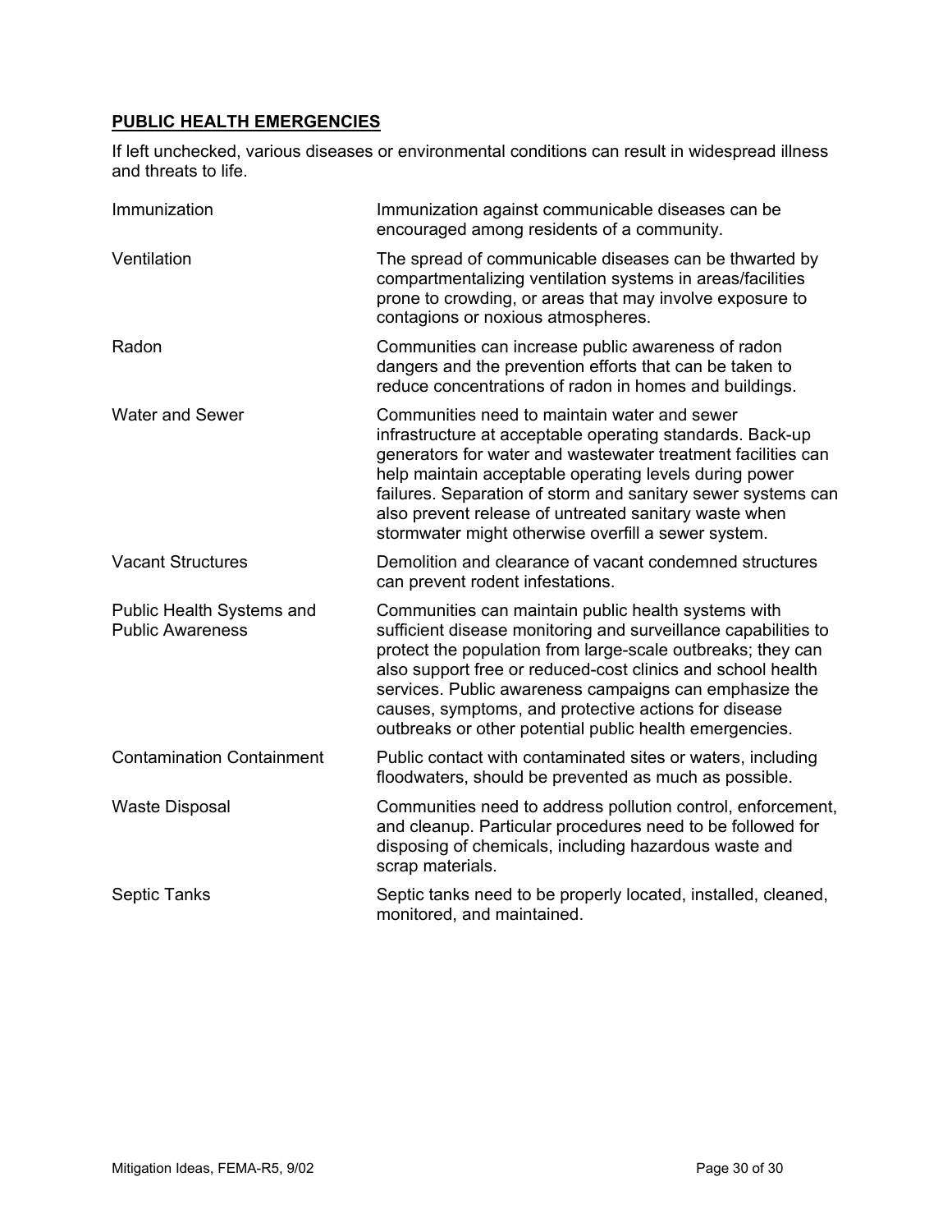## PUBLIC HEALTH EMERGENCIES

If left unchecked, various diseases or environmental conditions can result in widespread illness and threats to life.

| | |
|---|---|
| Immunization | Immunization against communicable diseases can be encouraged among residents of a community. |
| Ventilation | The spread of communicable diseases can be thwarted by compartmentalizing ventilation systems in areas/facilities prone to crowding, or areas that may involve exposure to contagions or noxious atmospheres. |
| Radon | Communities can increase public awareness of radon dangers and the prevention efforts that can be taken to reduce concentrations of radon in homes and buildings. |
| Water and Sewer | Communities need to maintain water and sewer infrastructure at acceptable operating standards. Back-up generators for water and wastewater treatment facilities can help maintain acceptable operating levels during power failures. Separation of storm and sanitary sewer systems can also prevent release of untreated sanitary waste when stormwater might otherwise overfill a sewer system. |
| Vacant Structures | Demolition and clearance of vacant condemned structures can prevent rodent infestations. |
| Public Health Systems and Public Awareness | Communities can maintain public health systems with sufficient disease monitoring and surveillance capabilities to protect the population from large-scale outbreaks; they can also support free or reduced-cost clinics and school health services. Public awareness campaigns can emphasize the causes, symptoms, and protective actions for disease outbreaks or other potential public health emergencies. |
| Contamination Containment | Public contact with contaminated sites or waters, including floodwaters, should be prevented as much as possible. |
| Waste Disposal | Communities need to address pollution control, enforcement, and cleanup. Particular procedures need to be followed for disposing of chemicals, including hazardous waste and scrap materials. |
| Septic Tanks | Septic tanks need to be properly located, installed, cleaned, monitored, and maintained. |